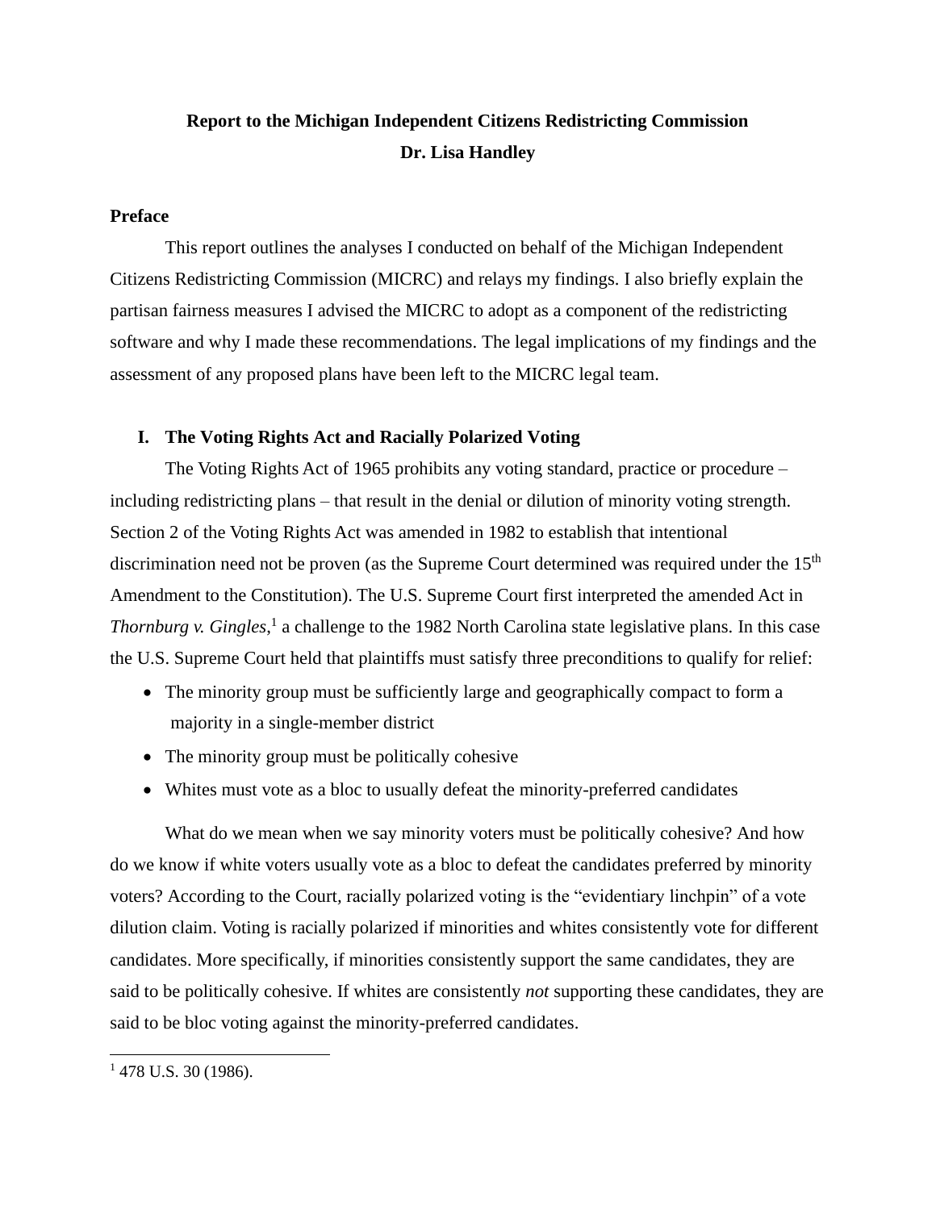# Report to the Michigan Independent Citizens Redistricting Commission

**Dr. Lisa Handley**

## Preface

This report outlines the analyses I conducted on behalf of the Michigan Independent Citizens Redistricting Commission (MICRC) and relays my findings. I also briefly explain the partisan fairness measures I advised the MICRC to adopt as a component of the redistricting software and why I made these recommendations. The legal implications of my findings and the assessment of any proposed plans have been left to the MICRC legal team.

## I. The Voting Rights Act and Racially Polarized Voting

The Voting Rights Act of 1965 prohibits any voting standard, practice or procedure – including redistricting plans – that result in the denial or dilution of minority voting strength. Section 2 of the Voting Rights Act was amended in 1982 to establish that intentional discrimination need not be proven (as the Supreme Court determined was required under the 15th Amendment to the Constitution). The U.S. Supreme Court first interpreted the amended Act in *Thornburg v. Gingles*,[1] a challenge to the 1982 North Carolina state legislative plans. In this case the U.S. Supreme Court held that plaintiffs must satisfy three preconditions to qualify for relief:

- The minority group must be sufficiently large and geographically compact to form a majority in a single-member district
- The minority group must be politically cohesive
- Whites must vote as a bloc to usually defeat the minority-preferred candidates

What do we mean when we say minority voters must be politically cohesive? And how do we know if white voters usually vote as a bloc to defeat the candidates preferred by minority voters? According to the Court, racially polarized voting is the "evidentiary linchpin" of a vote dilution claim. Voting is racially polarized if minorities and whites consistently vote for different candidates. More specifically, if minorities consistently support the same candidates, they are said to be politically cohesive. If whites are consistently *not* supporting these candidates, they are said to be bloc voting against the minority-preferred candidates.

---

[1] 478 U.S. 30 (1986).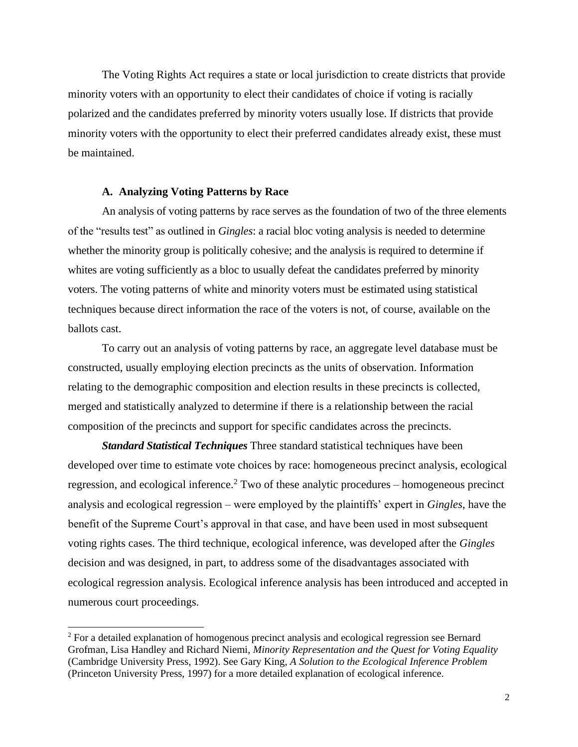The Voting Rights Act requires a state or local jurisdiction to create districts that provide minority voters with an opportunity to elect their candidates of choice if voting is racially polarized and the candidates preferred by minority voters usually lose. If districts that provide minority voters with the opportunity to elect their preferred candidates already exist, these must be maintained.

### A. Analyzing Voting Patterns by Race

An analysis of voting patterns by race serves as the foundation of two of the three elements of the "results test" as outlined in *Gingles*: a racial bloc voting analysis is needed to determine whether the minority group is politically cohesive; and the analysis is required to determine if whites are voting sufficiently as a bloc to usually defeat the candidates preferred by minority voters. The voting patterns of white and minority voters must be estimated using statistical techniques because direct information the race of the voters is not, of course, available on the ballots cast.

To carry out an analysis of voting patterns by race, an aggregate level database must be constructed, usually employing election precincts as the units of observation. Information relating to the demographic composition and election results in these precincts is collected, merged and statistically analyzed to determine if there is a relationship between the racial composition of the precincts and support for specific candidates across the precincts.

***Standard Statistical Techniques*** Three standard statistical techniques have been developed over time to estimate vote choices by race: homogeneous precinct analysis, ecological regression, and ecological inference.[2] Two of these analytic procedures – homogeneous precinct analysis and ecological regression – were employed by the plaintiffs' expert in *Gingles*, have the benefit of the Supreme Court's approval in that case, and have been used in most subsequent voting rights cases. The third technique, ecological inference, was developed after the *Gingles* decision and was designed, in part, to address some of the disadvantages associated with ecological regression analysis. Ecological inference analysis has been introduced and accepted in numerous court proceedings.

[2] For a detailed explanation of homogenous precinct analysis and ecological regression see Bernard Grofman, Lisa Handley and Richard Niemi, *Minority Representation and the Quest for Voting Equality* (Cambridge University Press, 1992). See Gary King, *A Solution to the Ecological Inference Problem* (Princeton University Press, 1997) for a more detailed explanation of ecological inference.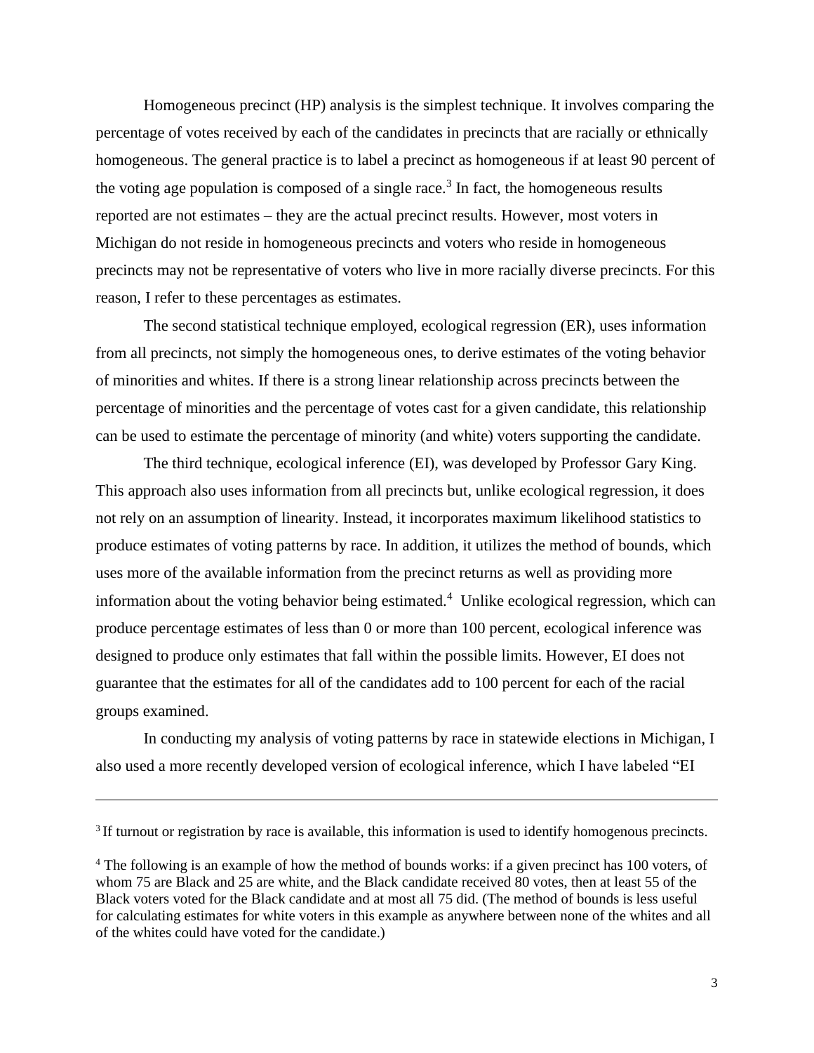Homogeneous precinct (HP) analysis is the simplest technique. It involves comparing the percentage of votes received by each of the candidates in precincts that are racially or ethnically homogeneous. The general practice is to label a precinct as homogeneous if at least 90 percent of the voting age population is composed of a single race.[3] In fact, the homogeneous results reported are not estimates – they are the actual precinct results. However, most voters in Michigan do not reside in homogeneous precincts and voters who reside in homogeneous precincts may not be representative of voters who live in more racially diverse precincts. For this reason, I refer to these percentages as estimates.

The second statistical technique employed, ecological regression (ER), uses information from all precincts, not simply the homogeneous ones, to derive estimates of the voting behavior of minorities and whites. If there is a strong linear relationship across precincts between the percentage of minorities and the percentage of votes cast for a given candidate, this relationship can be used to estimate the percentage of minority (and white) voters supporting the candidate.

The third technique, ecological inference (EI), was developed by Professor Gary King. This approach also uses information from all precincts but, unlike ecological regression, it does not rely on an assumption of linearity. Instead, it incorporates maximum likelihood statistics to produce estimates of voting patterns by race. In addition, it utilizes the method of bounds, which uses more of the available information from the precinct returns as well as providing more information about the voting behavior being estimated.[4] Unlike ecological regression, which can produce percentage estimates of less than 0 or more than 100 percent, ecological inference was designed to produce only estimates that fall within the possible limits. However, EI does not guarantee that the estimates for all of the candidates add to 100 percent for each of the racial groups examined.

In conducting my analysis of voting patterns by race in statewide elections in Michigan, I also used a more recently developed version of ecological inference, which I have labeled "EI

---

[3] If turnout or registration by race is available, this information is used to identify homogenous precincts.

[4] The following is an example of how the method of bounds works: if a given precinct has 100 voters, of whom 75 are Black and 25 are white, and the Black candidate received 80 votes, then at least 55 of the Black voters voted for the Black candidate and at most all 75 did. (The method of bounds is less useful for calculating estimates for white voters in this example as anywhere between none of the whites and all of the whites could have voted for the candidate.)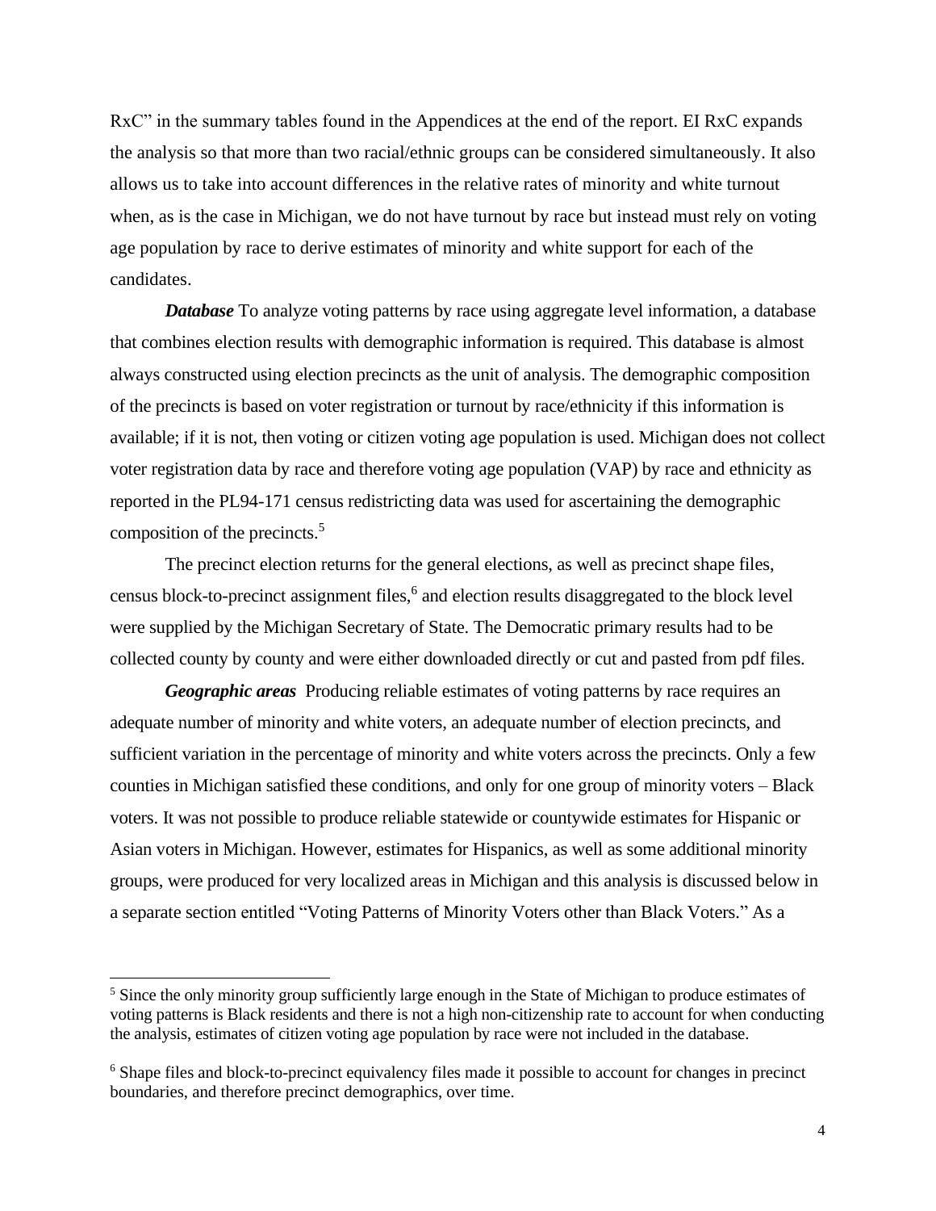RxC" in the summary tables found in the Appendices at the end of the report. EI RxC expands the analysis so that more than two racial/ethnic groups can be considered simultaneously. It also allows us to take into account differences in the relative rates of minority and white turnout when, as is the case in Michigan, we do not have turnout by race but instead must rely on voting age population by race to derive estimates of minority and white support for each of the candidates.

***Database*** To analyze voting patterns by race using aggregate level information, a database that combines election results with demographic information is required. This database is almost always constructed using election precincts as the unit of analysis. The demographic composition of the precincts is based on voter registration or turnout by race/ethnicity if this information is available; if it is not, then voting or citizen voting age population is used. Michigan does not collect voter registration data by race and therefore voting age population (VAP) by race and ethnicity as reported in the PL94-171 census redistricting data was used for ascertaining the demographic composition of the precincts.[5]

The precinct election returns for the general elections, as well as precinct shape files, census block-to-precinct assignment files,[6] and election results disaggregated to the block level were supplied by the Michigan Secretary of State. The Democratic primary results had to be collected county by county and were either downloaded directly or cut and pasted from pdf files.

***Geographic areas*** Producing reliable estimates of voting patterns by race requires an adequate number of minority and white voters, an adequate number of election precincts, and sufficient variation in the percentage of minority and white voters across the precincts. Only a few counties in Michigan satisfied these conditions, and only for one group of minority voters – Black voters. It was not possible to produce reliable statewide or countywide estimates for Hispanic or Asian voters in Michigan. However, estimates for Hispanics, as well as some additional minority groups, were produced for very localized areas in Michigan and this analysis is discussed below in a separate section entitled "Voting Patterns of Minority Voters other than Black Voters." As a

---

[5] Since the only minority group sufficiently large enough in the State of Michigan to produce estimates of voting patterns is Black residents and there is not a high non-citizenship rate to account for when conducting the analysis, estimates of citizen voting age population by race were not included in the database.

[6] Shape files and block-to-precinct equivalency files made it possible to account for changes in precinct boundaries, and therefore precinct demographics, over time.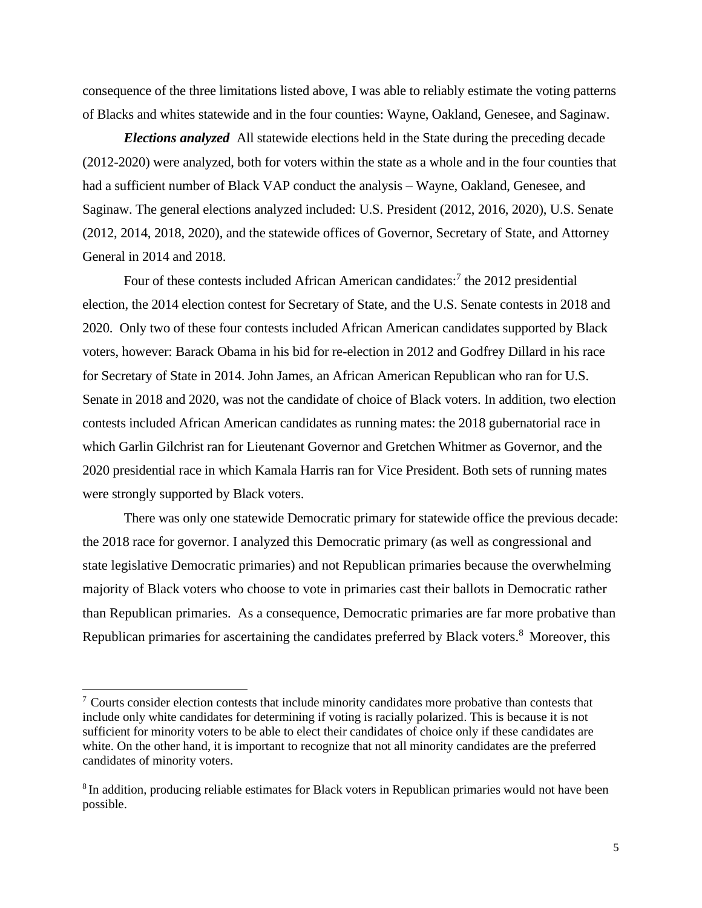consequence of the three limitations listed above, I was able to reliably estimate the voting patterns of Blacks and whites statewide and in the four counties: Wayne, Oakland, Genesee, and Saginaw.

***Elections analyzed*** All statewide elections held in the State during the preceding decade (2012-2020) were analyzed, both for voters within the state as a whole and in the four counties that had a sufficient number of Black VAP conduct the analysis – Wayne, Oakland, Genesee, and Saginaw. The general elections analyzed included: U.S. President (2012, 2016, 2020), U.S. Senate (2012, 2014, 2018, 2020), and the statewide offices of Governor, Secretary of State, and Attorney General in 2014 and 2018.

Four of these contests included African American candidates:[7] the 2012 presidential election, the 2014 election contest for Secretary of State, and the U.S. Senate contests in 2018 and 2020. Only two of these four contests included African American candidates supported by Black voters, however: Barack Obama in his bid for re-election in 2012 and Godfrey Dillard in his race for Secretary of State in 2014. John James, an African American Republican who ran for U.S. Senate in 2018 and 2020, was not the candidate of choice of Black voters. In addition, two election contests included African American candidates as running mates: the 2018 gubernatorial race in which Garlin Gilchrist ran for Lieutenant Governor and Gretchen Whitmer as Governor, and the 2020 presidential race in which Kamala Harris ran for Vice President. Both sets of running mates were strongly supported by Black voters.

There was only one statewide Democratic primary for statewide office the previous decade: the 2018 race for governor. I analyzed this Democratic primary (as well as congressional and state legislative Democratic primaries) and not Republican primaries because the overwhelming majority of Black voters who choose to vote in primaries cast their ballots in Democratic rather than Republican primaries. As a consequence, Democratic primaries are far more probative than Republican primaries for ascertaining the candidates preferred by Black voters.[8] Moreover, this

---

[7] Courts consider election contests that include minority candidates more probative than contests that include only white candidates for determining if voting is racially polarized. This is because it is not sufficient for minority voters to be able to elect their candidates of choice only if these candidates are white. On the other hand, it is important to recognize that not all minority candidates are the preferred candidates of minority voters.

[8] In addition, producing reliable estimates for Black voters in Republican primaries would not have been possible.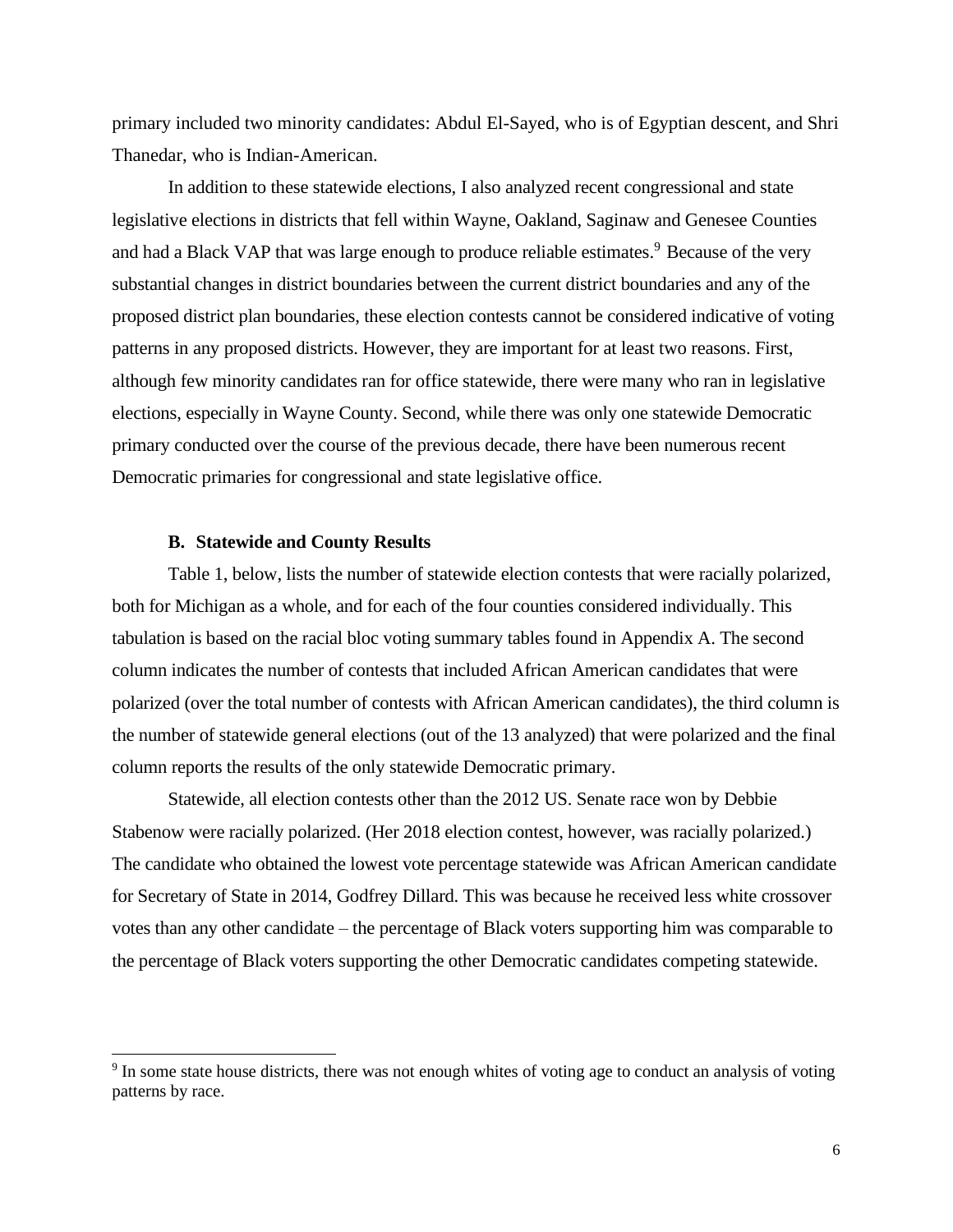primary included two minority candidates: Abdul El-Sayed, who is of Egyptian descent, and Shri Thanedar, who is Indian-American.

In addition to these statewide elections, I also analyzed recent congressional and state legislative elections in districts that fell within Wayne, Oakland, Saginaw and Genesee Counties and had a Black VAP that was large enough to produce reliable estimates.[9] Because of the very substantial changes in district boundaries between the current district boundaries and any of the proposed district plan boundaries, these election contests cannot be considered indicative of voting patterns in any proposed districts. However, they are important for at least two reasons. First, although few minority candidates ran for office statewide, there were many who ran in legislative elections, especially in Wayne County. Second, while there was only one statewide Democratic primary conducted over the course of the previous decade, there have been numerous recent Democratic primaries for congressional and state legislative office.

### B. Statewide and County Results

Table 1, below, lists the number of statewide election contests that were racially polarized, both for Michigan as a whole, and for each of the four counties considered individually. This tabulation is based on the racial bloc voting summary tables found in Appendix A. The second column indicates the number of contests that included African American candidates that were polarized (over the total number of contests with African American candidates), the third column is the number of statewide general elections (out of the 13 analyzed) that were polarized and the final column reports the results of the only statewide Democratic primary.

Statewide, all election contests other than the 2012 US. Senate race won by Debbie Stabenow were racially polarized. (Her 2018 election contest, however, was racially polarized.) The candidate who obtained the lowest vote percentage statewide was African American candidate for Secretary of State in 2014, Godfrey Dillard. This was because he received less white crossover votes than any other candidate – the percentage of Black voters supporting him was comparable to the percentage of Black voters supporting the other Democratic candidates competing statewide.

---

[9] In some state house districts, there was not enough whites of voting age to conduct an analysis of voting patterns by race.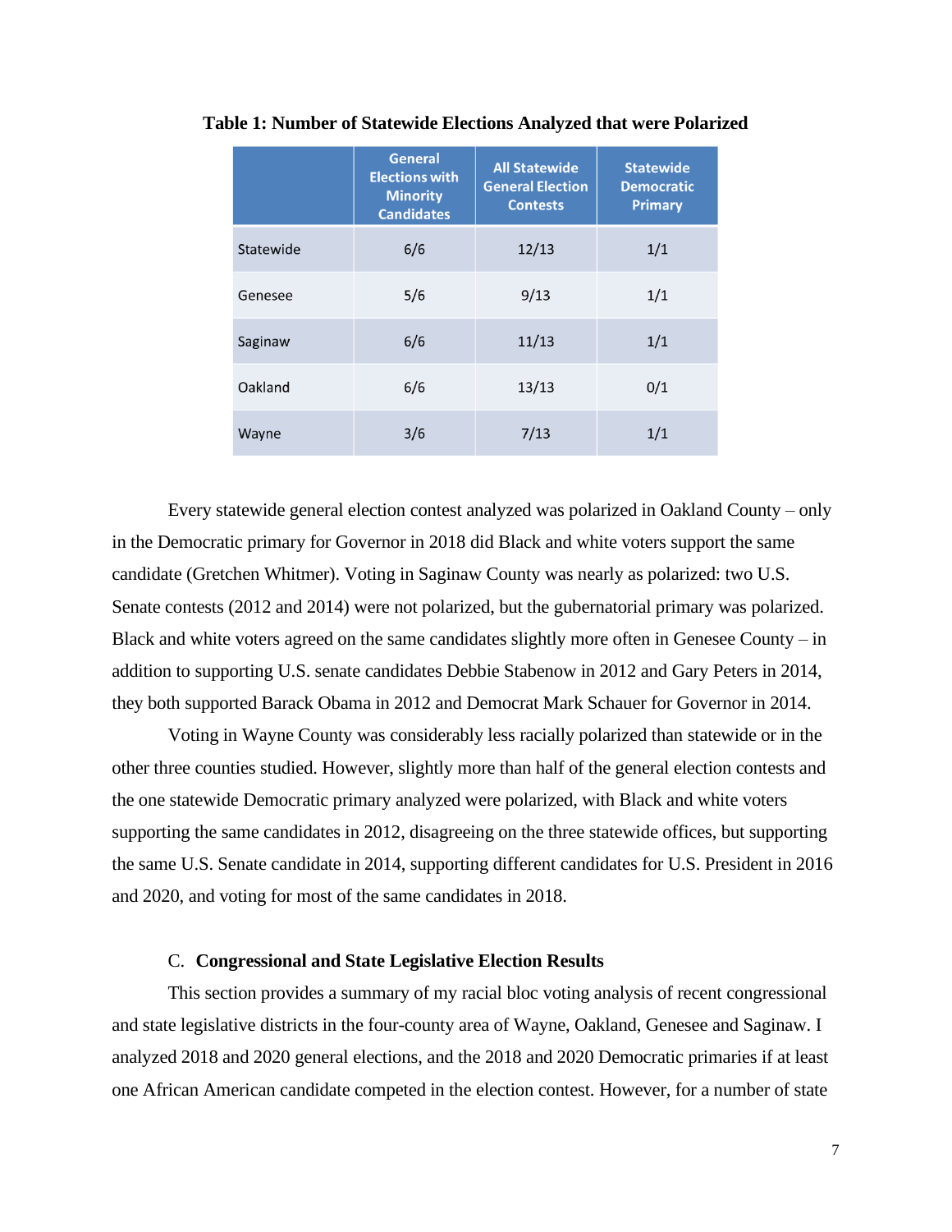**Table 1: Number of Statewide Elections Analyzed that were Polarized**

| | General Elections with Minority Candidates | All Statewide General Election Contests | Statewide Democratic Primary |
|---|---|---|---|
| Statewide | 6/6 | 12/13 | 1/1 |
| Genesee | 5/6 | 9/13 | 1/1 |
| Saginaw | 6/6 | 11/13 | 1/1 |
| Oakland | 6/6 | 13/13 | 0/1 |
| Wayne | 3/6 | 7/13 | 1/1 |

Every statewide general election contest analyzed was polarized in Oakland County – only in the Democratic primary for Governor in 2018 did Black and white voters support the same candidate (Gretchen Whitmer). Voting in Saginaw County was nearly as polarized: two U.S. Senate contests (2012 and 2014) were not polarized, but the gubernatorial primary was polarized. Black and white voters agreed on the same candidates slightly more often in Genesee County – in addition to supporting U.S. senate candidates Debbie Stabenow in 2012 and Gary Peters in 2014, they both supported Barack Obama in 2012 and Democrat Mark Schauer for Governor in 2014.

Voting in Wayne County was considerably less racially polarized than statewide or in the other three counties studied. However, slightly more than half of the general election contests and the one statewide Democratic primary analyzed were polarized, with Black and white voters supporting the same candidates in 2012, disagreeing on the three statewide offices, but supporting the same U.S. Senate candidate in 2014, supporting different candidates for U.S. President in 2016 and 2020, and voting for most of the same candidates in 2018.

### C. **Congressional and State Legislative Election Results**

This section provides a summary of my racial bloc voting analysis of recent congressional and state legislative districts in the four-county area of Wayne, Oakland, Genesee and Saginaw. I analyzed 2018 and 2020 general elections, and the 2018 and 2020 Democratic primaries if at least one African American candidate competed in the election contest. However, for a number of state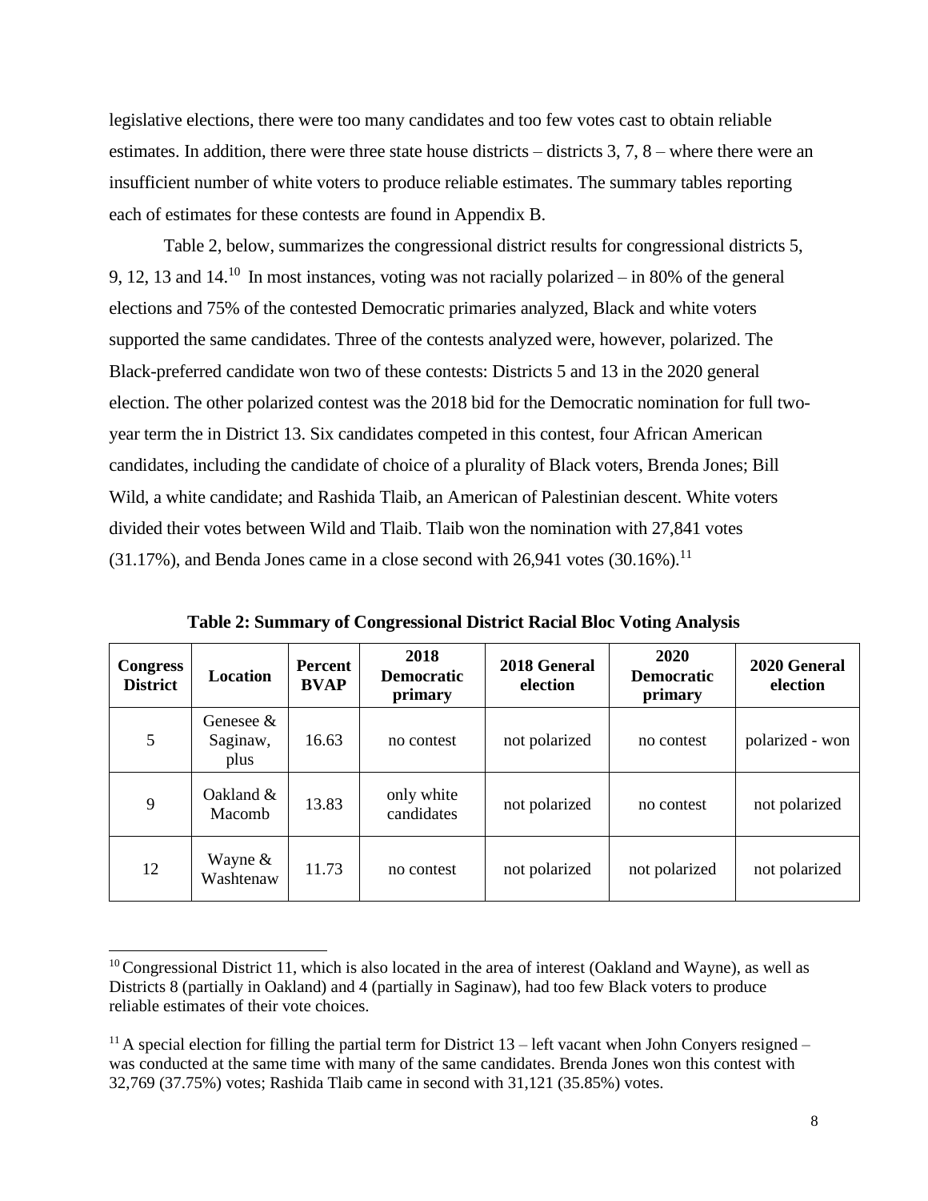legislative elections, there were too many candidates and too few votes cast to obtain reliable estimates. In addition, there were three state house districts – districts 3, 7, 8 – where there were an insufficient number of white voters to produce reliable estimates. The summary tables reporting each of estimates for these contests are found in Appendix B.

Table 2, below, summarizes the congressional district results for congressional districts 5, 9, 12, 13 and 14.[10] In most instances, voting was not racially polarized – in 80% of the general elections and 75% of the contested Democratic primaries analyzed, Black and white voters supported the same candidates. Three of the contests analyzed were, however, polarized. The Black-preferred candidate won two of these contests: Districts 5 and 13 in the 2020 general election. The other polarized contest was the 2018 bid for the Democratic nomination for full two-year term the in District 13. Six candidates competed in this contest, four African American candidates, including the candidate of choice of a plurality of Black voters, Brenda Jones; Bill Wild, a white candidate; and Rashida Tlaib, an American of Palestinian descent. White voters divided their votes between Wild and Tlaib. Tlaib won the nomination with 27,841 votes (31.17%), and Benda Jones came in a close second with 26,941 votes (30.16%).[11]

**Table 2: Summary of Congressional District Racial Bloc Voting Analysis**

| Congress District | Location | Percent BVAP | 2018 Democratic primary | 2018 General election | 2020 Democratic primary | 2020 General election |
|---|---|---|---|---|---|---|
| 5 | Genesee & Saginaw, plus | 16.63 | no contest | not polarized | no contest | polarized - won |
| 9 | Oakland & Macomb | 13.83 | only white candidates | not polarized | no contest | not polarized |
| 12 | Wayne & Washtenaw | 11.73 | no contest | not polarized | not polarized | not polarized |

[10] Congressional District 11, which is also located in the area of interest (Oakland and Wayne), as well as Districts 8 (partially in Oakland) and 4 (partially in Saginaw), had too few Black voters to produce reliable estimates of their vote choices.

[11] A special election for filling the partial term for District 13 – left vacant when John Conyers resigned – was conducted at the same time with many of the same candidates. Brenda Jones won this contest with 32,769 (37.75%) votes; Rashida Tlaib came in second with 31,121 (35.85%) votes.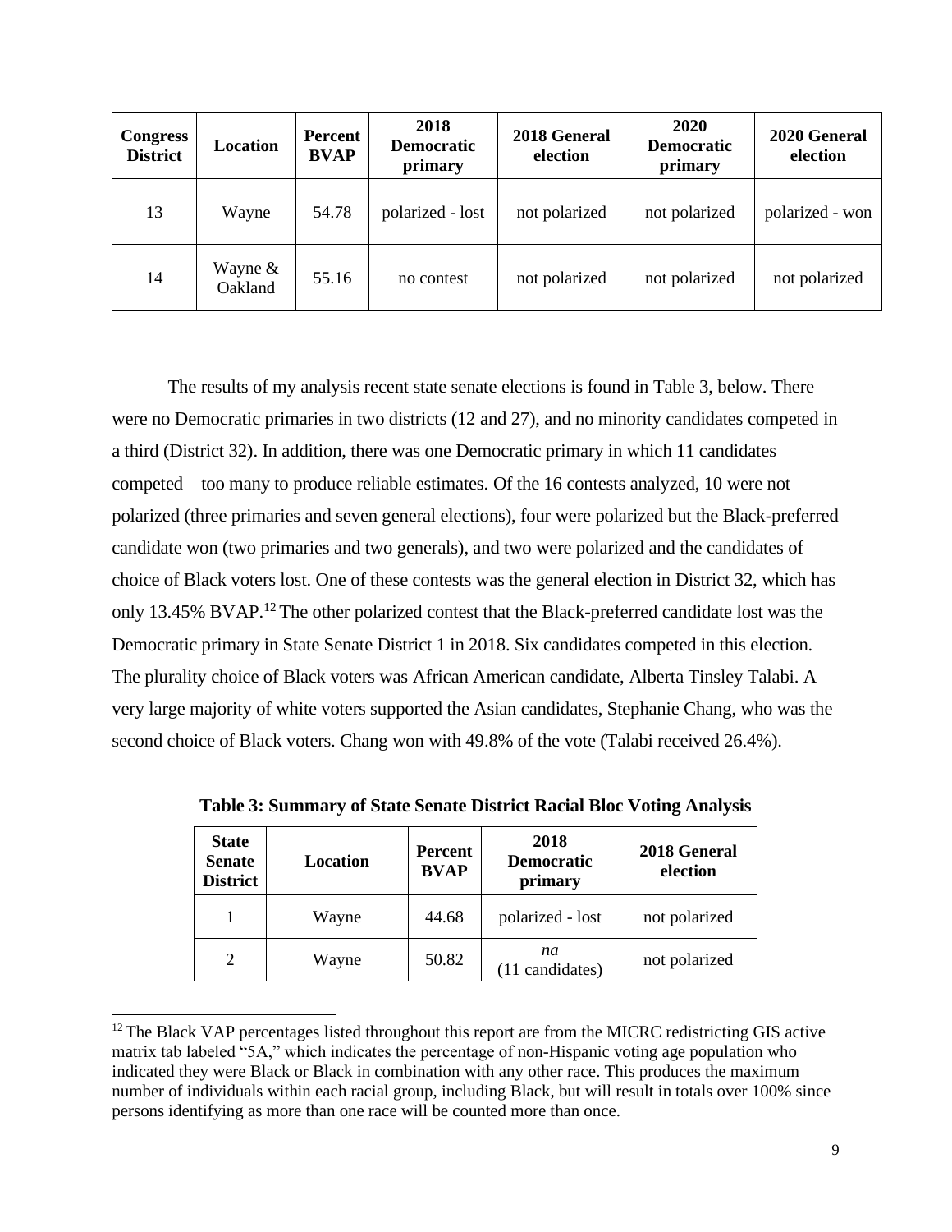| Congress District | Location | Percent BVAP | 2018 Democratic primary | 2018 General election | 2020 Democratic primary | 2020 General election |
|---|---|---|---|---|---|---|
| 13 | Wayne | 54.78 | polarized - lost | not polarized | not polarized | polarized - won |
| 14 | Wayne & Oakland | 55.16 | no contest | not polarized | not polarized | not polarized |

The results of my analysis recent state senate elections is found in Table 3, below. There were no Democratic primaries in two districts (12 and 27), and no minority candidates competed in a third (District 32). In addition, there was one Democratic primary in which 11 candidates competed – too many to produce reliable estimates. Of the 16 contests analyzed, 10 were not polarized (three primaries and seven general elections), four were polarized but the Black-preferred candidate won (two primaries and two generals), and two were polarized and the candidates of choice of Black voters lost. One of these contests was the general election in District 32, which has only 13.45% BVAP.[12] The other polarized contest that the Black-preferred candidate lost was the Democratic primary in State Senate District 1 in 2018. Six candidates competed in this election. The plurality choice of Black voters was African American candidate, Alberta Tinsley Talabi. A very large majority of white voters supported the Asian candidates, Stephanie Chang, who was the second choice of Black voters. Chang won with 49.8% of the vote (Talabi received 26.4%).

**Table 3: Summary of State Senate District Racial Bloc Voting Analysis**

| State Senate District | Location | Percent BVAP | 2018 Democratic primary | 2018 General election |
|---|---|---|---|---|
| 1 | Wayne | 44.68 | polarized - lost | not polarized |
| 2 | Wayne | 50.82 | *na* (11 candidates) | not polarized |

[12] The Black VAP percentages listed throughout this report are from the MICRC redistricting GIS active matrix tab labeled "5A," which indicates the percentage of non-Hispanic voting age population who indicated they were Black or Black in combination with any other race. This produces the maximum number of individuals within each racial group, including Black, but will result in totals over 100% since persons identifying as more than one race will be counted more than once.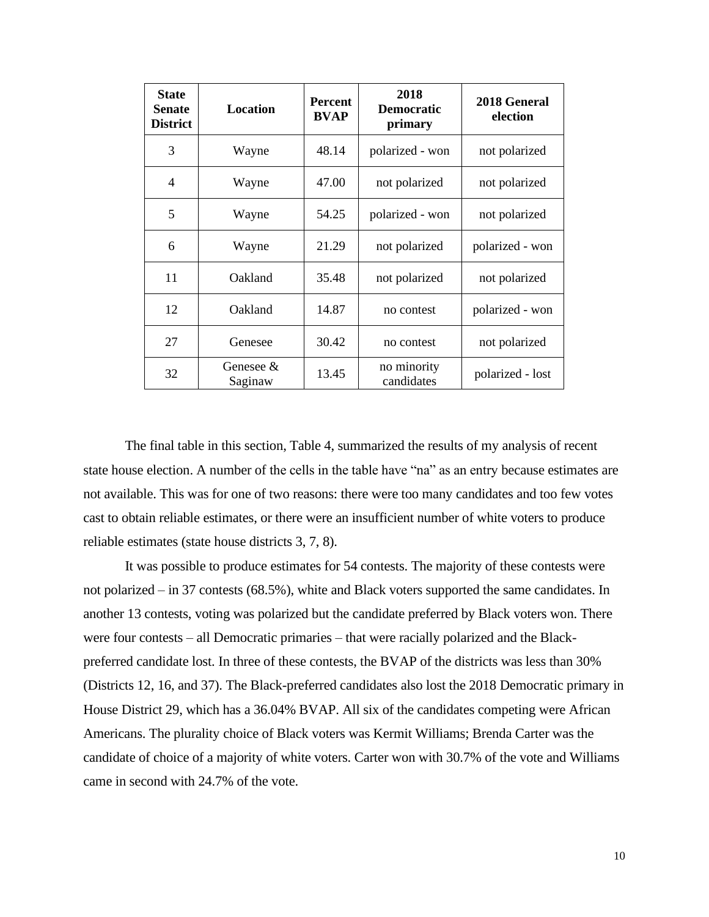| State Senate District | Location | Percent BVAP | 2018 Democratic primary | 2018 General election |
|---|---|---|---|---|
| 3 | Wayne | 48.14 | polarized - won | not polarized |
| 4 | Wayne | 47.00 | not polarized | not polarized |
| 5 | Wayne | 54.25 | polarized - won | not polarized |
| 6 | Wayne | 21.29 | not polarized | polarized - won |
| 11 | Oakland | 35.48 | not polarized | not polarized |
| 12 | Oakland | 14.87 | no contest | polarized - won |
| 27 | Genesee | 30.42 | no contest | not polarized |
| 32 | Genesee & Saginaw | 13.45 | no minority candidates | polarized - lost |

The final table in this section, Table 4, summarized the results of my analysis of recent state house election. A number of the cells in the table have "na" as an entry because estimates are not available. This was for one of two reasons: there were too many candidates and too few votes cast to obtain reliable estimates, or there were an insufficient number of white voters to produce reliable estimates (state house districts 3, 7, 8).

It was possible to produce estimates for 54 contests. The majority of these contests were not polarized – in 37 contests (68.5%), white and Black voters supported the same candidates. In another 13 contests, voting was polarized but the candidate preferred by Black voters won. There were four contests – all Democratic primaries – that were racially polarized and the Black-preferred candidate lost. In three of these contests, the BVAP of the districts was less than 30% (Districts 12, 16, and 37). The Black-preferred candidates also lost the 2018 Democratic primary in House District 29, which has a 36.04% BVAP. All six of the candidates competing were African Americans. The plurality choice of Black voters was Kermit Williams; Brenda Carter was the candidate of choice of a majority of white voters. Carter won with 30.7% of the vote and Williams came in second with 24.7% of the vote.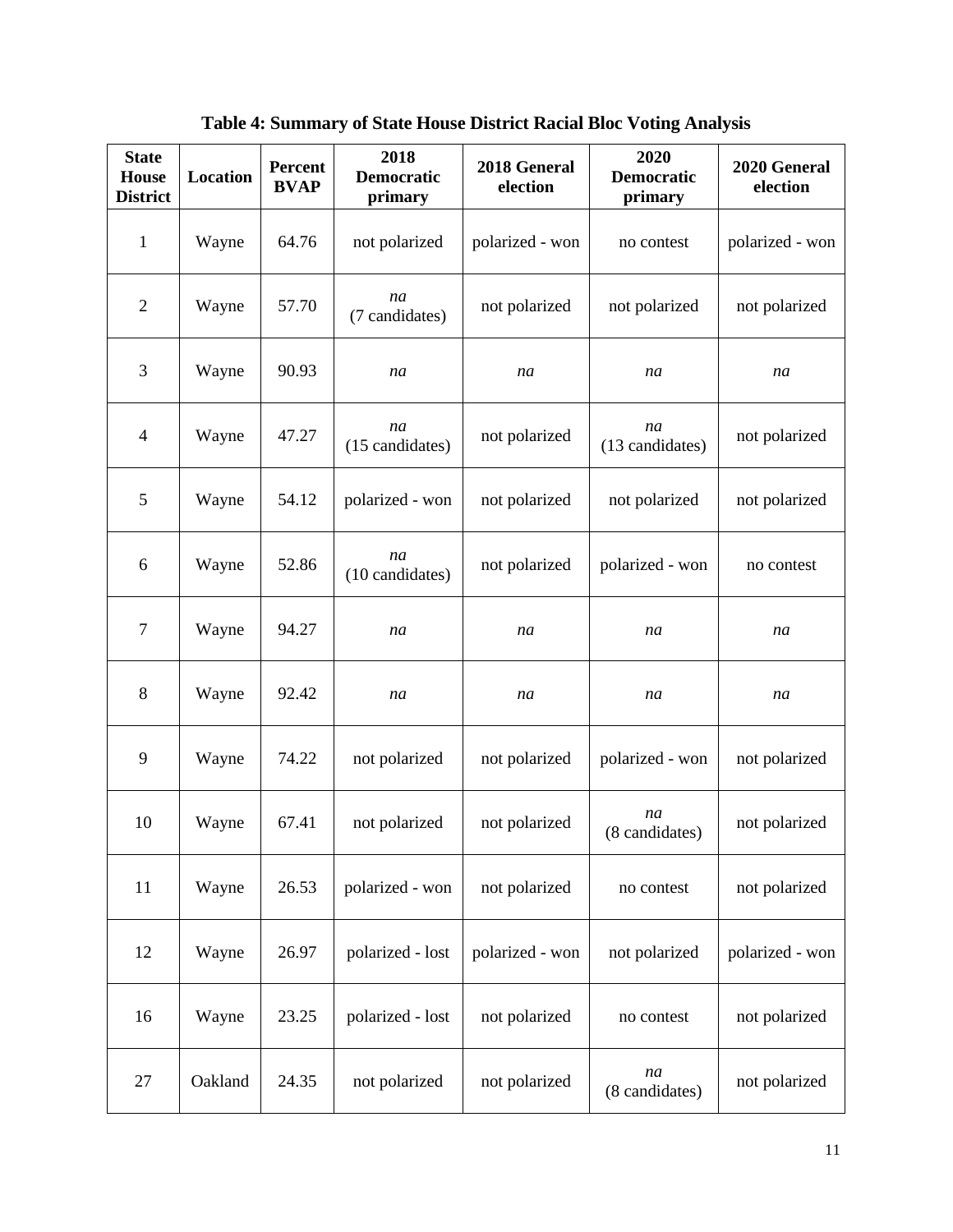**Table 4: Summary of State House District Racial Bloc Voting Analysis**

| State House District | Location | Percent BVAP | 2018 Democratic primary | 2018 General election | 2020 Democratic primary | 2020 General election |
|---|---|---|---|---|---|---|
| 1 | Wayne | 64.76 | not polarized | polarized - won | no contest | polarized - won |
| 2 | Wayne | 57.70 | *na* (7 candidates) | not polarized | not polarized | not polarized |
| 3 | Wayne | 90.93 | *na* | *na* | *na* | *na* |
| 4 | Wayne | 47.27 | *na* (15 candidates) | not polarized | *na* (13 candidates) | not polarized |
| 5 | Wayne | 54.12 | polarized - won | not polarized | not polarized | not polarized |
| 6 | Wayne | 52.86 | *na* (10 candidates) | not polarized | polarized - won | no contest |
| 7 | Wayne | 94.27 | *na* | *na* | *na* | *na* |
| 8 | Wayne | 92.42 | *na* | *na* | *na* | *na* |
| 9 | Wayne | 74.22 | not polarized | not polarized | polarized - won | not polarized |
| 10 | Wayne | 67.41 | not polarized | not polarized | *na* (8 candidates) | not polarized |
| 11 | Wayne | 26.53 | polarized - won | not polarized | no contest | not polarized |
| 12 | Wayne | 26.97 | polarized - lost | polarized - won | not polarized | polarized - won |
| 16 | Wayne | 23.25 | polarized - lost | not polarized | no contest | not polarized |
| 27 | Oakland | 24.35 | not polarized | not polarized | *na* (8 candidates) | not polarized |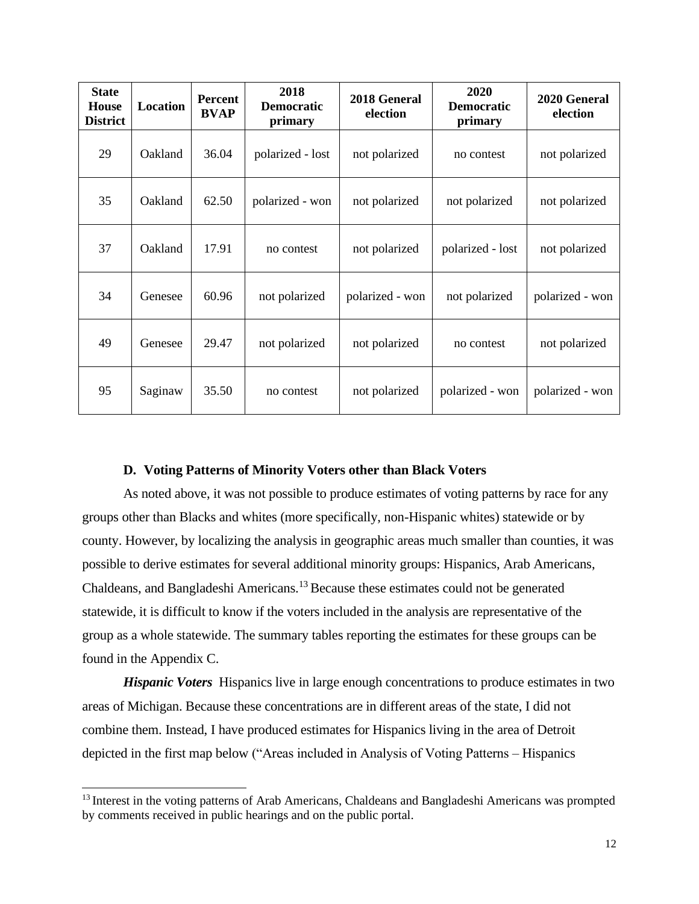| State House District | Location | Percent BVAP | 2018 Democratic primary | 2018 General election | 2020 Democratic primary | 2020 General election |
|---|---|---|---|---|---|---|
| 29 | Oakland | 36.04 | polarized - lost | not polarized | no contest | not polarized |
| 35 | Oakland | 62.50 | polarized - won | not polarized | not polarized | not polarized |
| 37 | Oakland | 17.91 | no contest | not polarized | polarized - lost | not polarized |
| 34 | Genesee | 60.96 | not polarized | polarized - won | not polarized | polarized - won |
| 49 | Genesee | 29.47 | not polarized | not polarized | no contest | not polarized |
| 95 | Saginaw | 35.50 | no contest | not polarized | polarized - won | polarized - won |

### D. Voting Patterns of Minority Voters other than Black Voters

As noted above, it was not possible to produce estimates of voting patterns by race for any groups other than Blacks and whites (more specifically, non-Hispanic whites) statewide or by county. However, by localizing the analysis in geographic areas much smaller than counties, it was possible to derive estimates for several additional minority groups: Hispanics, Arab Americans, Chaldeans, and Bangladeshi Americans.[13] Because these estimates could not be generated statewide, it is difficult to know if the voters included in the analysis are representative of the group as a whole statewide. The summary tables reporting the estimates for these groups can be found in the Appendix C.

***Hispanic Voters*** Hispanics live in large enough concentrations to produce estimates in two areas of Michigan. Because these concentrations are in different areas of the state, I did not combine them. Instead, I have produced estimates for Hispanics living in the area of Detroit depicted in the first map below ("Areas included in Analysis of Voting Patterns – Hispanics

[13] Interest in the voting patterns of Arab Americans, Chaldeans and Bangladeshi Americans was prompted by comments received in public hearings and on the public portal.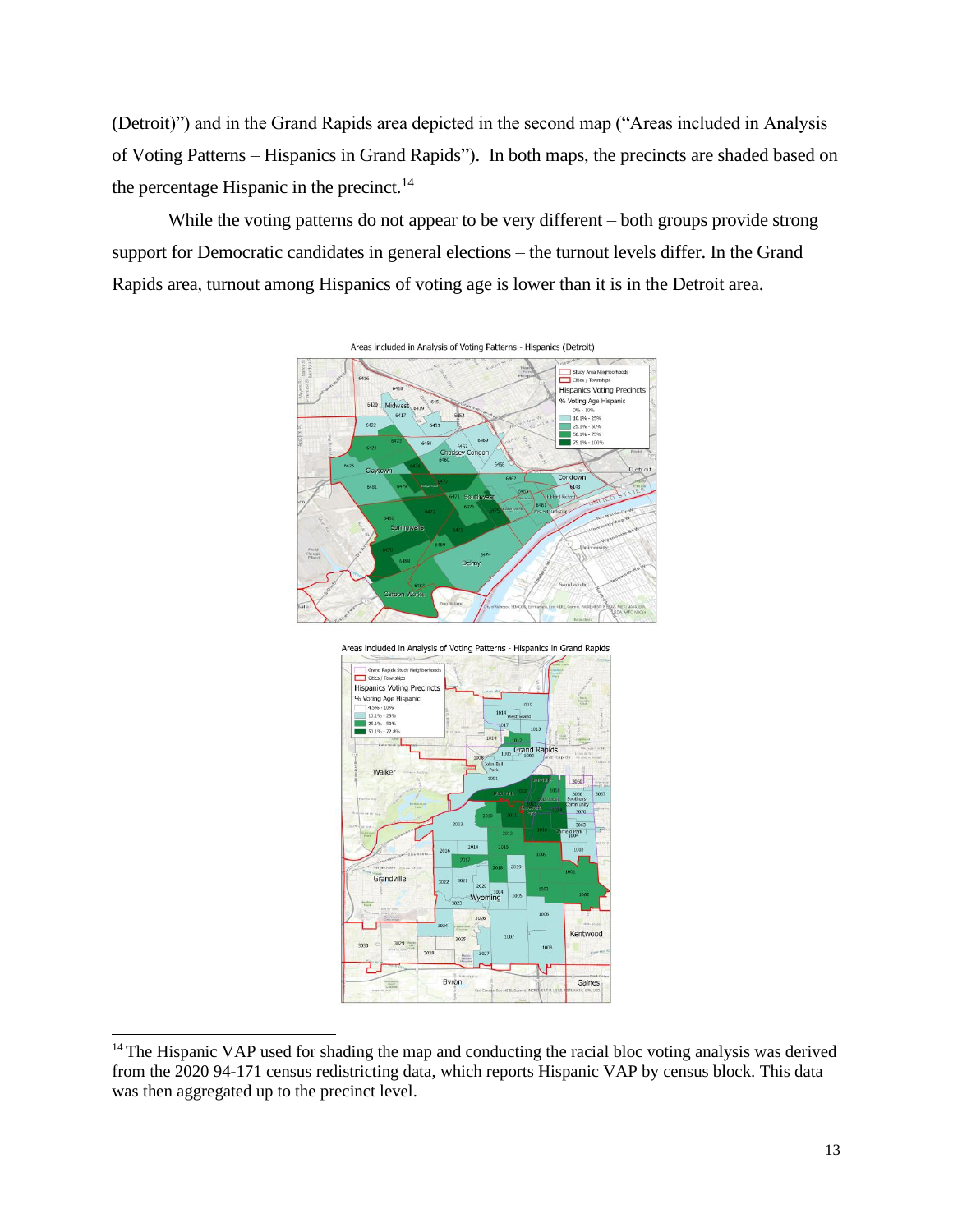(Detroit)") and in the Grand Rapids area depicted in the second map ("Areas included in Analysis of Voting Patterns – Hispanics in Grand Rapids"). In both maps, the precincts are shaded based on the percentage Hispanic in the precinct.[14]

While the voting patterns do not appear to be very different – both groups provide strong support for Democratic candidates in general elections – the turnout levels differ. In the Grand Rapids area, turnout among Hispanics of voting age is lower than it is in the Detroit area.

Areas included in Analysis of Voting Patterns - Hispanics (Detroit)

Areas included in Analysis of Voting Patterns - Hispanics in Grand Rapids

---

[14] The Hispanic VAP used for shading the map and conducting the racial bloc voting analysis was derived from the 2020 94-171 census redistricting data, which reports Hispanic VAP by census block. This data was then aggregated up to the precinct level.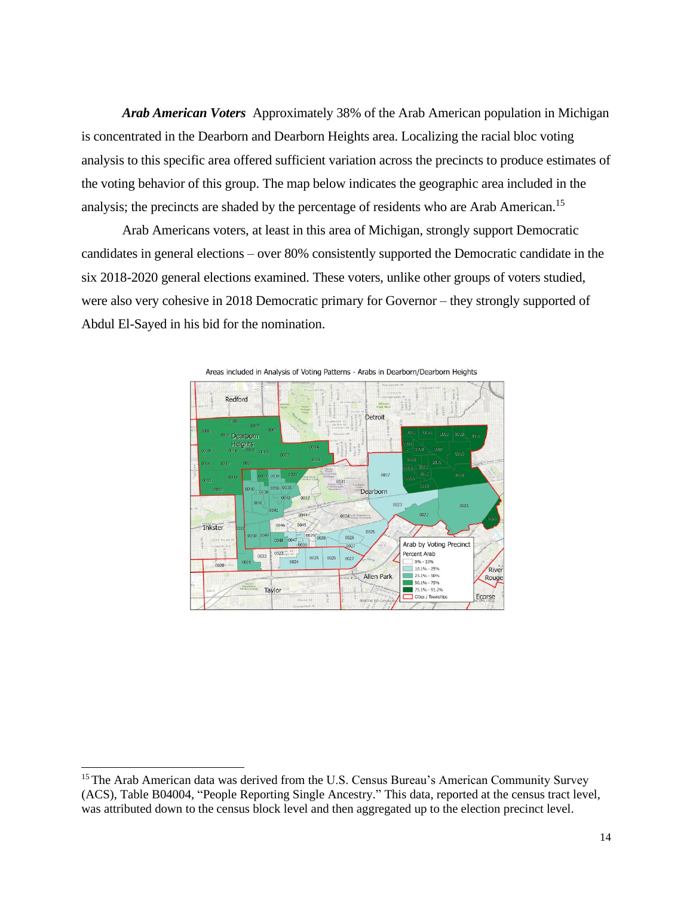***Arab American Voters*** Approximately 38% of the Arab American population in Michigan is concentrated in the Dearborn and Dearborn Heights area. Localizing the racial bloc voting analysis to this specific area offered sufficient variation across the precincts to produce estimates of the voting behavior of this group. The map below indicates the geographic area included in the analysis; the precincts are shaded by the percentage of residents who are Arab American.[15]

Arab Americans voters, at least in this area of Michigan, strongly support Democratic candidates in general elections – over 80% consistently supported the Democratic candidate in the six 2018-2020 general elections examined. These voters, unlike other groups of voters studied, were also very cohesive in 2018 Democratic primary for Governor – they strongly supported of Abdul El-Sayed in his bid for the nomination.

Areas included in Analysis of Voting Patterns - Arabs in Dearborn/Dearborn Heights

[15] The Arab American data was derived from the U.S. Census Bureau's American Community Survey (ACS), Table B04004, "People Reporting Single Ancestry." This data, reported at the census tract level, was attributed down to the census block level and then aggregated up to the election precinct level.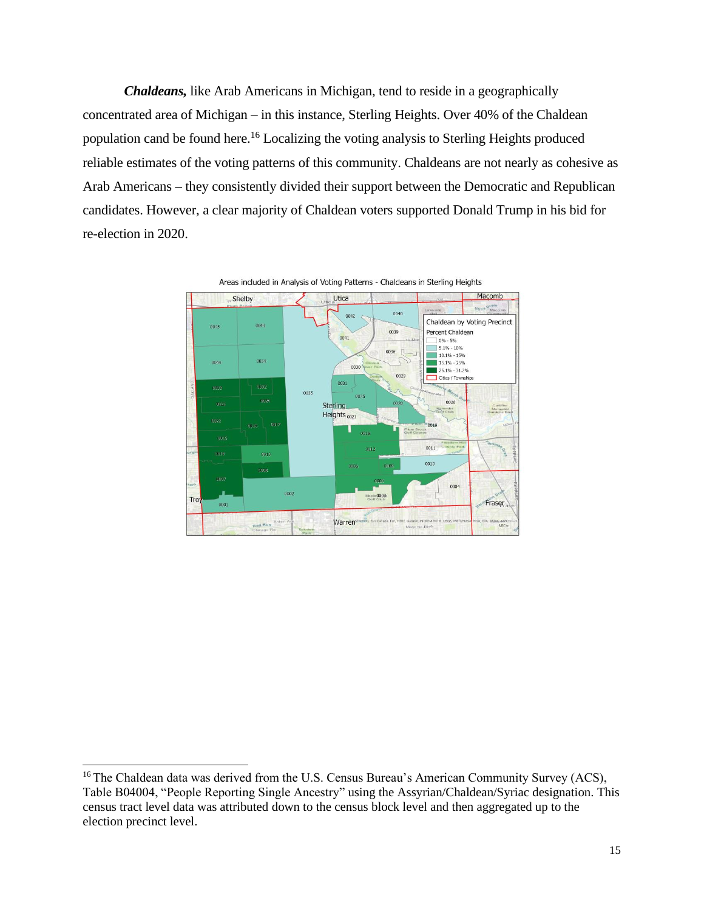***Chaldeans,*** like Arab Americans in Michigan, tend to reside in a geographically concentrated area of Michigan – in this instance, Sterling Heights. Over 40% of the Chaldean population cand be found here.[16] Localizing the voting analysis to Sterling Heights produced reliable estimates of the voting patterns of this community. Chaldeans are not nearly as cohesive as Arab Americans – they consistently divided their support between the Democratic and Republican candidates. However, a clear majority of Chaldean voters supported Donald Trump in his bid for re-election in 2020.

Areas included in Analysis of Voting Patterns - Chaldeans in Sterling Heights

---

[16] The Chaldean data was derived from the U.S. Census Bureau's American Community Survey (ACS), Table B04004, "People Reporting Single Ancestry" using the Assyrian/Chaldean/Syriac designation. This census tract level data was attributed down to the census block level and then aggregated up to the election precinct level.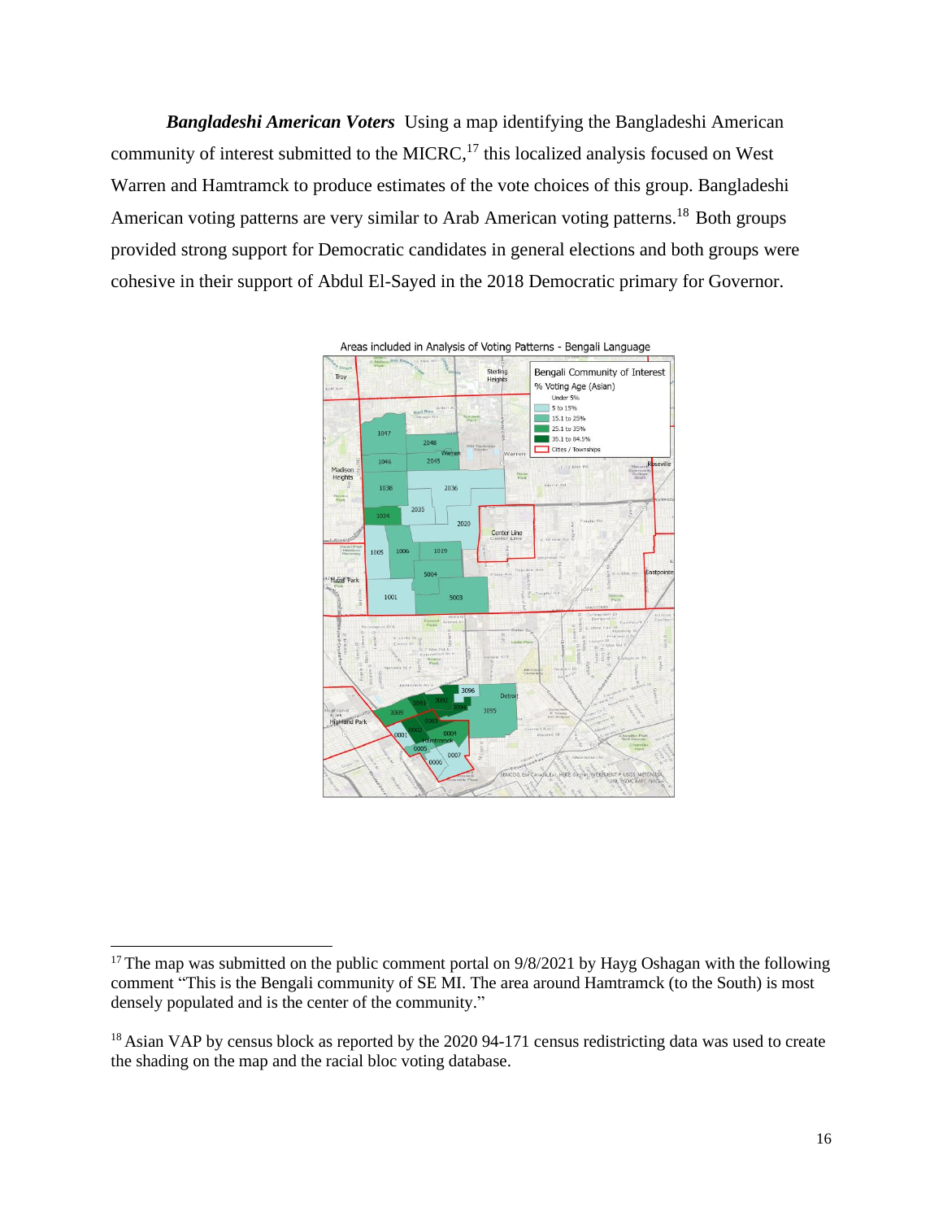***Bangladeshi American Voters*** Using a map identifying the Bangladeshi American community of interest submitted to the MICRC,[17] this localized analysis focused on West Warren and Hamtramck to produce estimates of the vote choices of this group. Bangladeshi American voting patterns are very similar to Arab American voting patterns.[18] Both groups provided strong support for Democratic candidates in general elections and both groups were cohesive in their support of Abdul El-Sayed in the 2018 Democratic primary for Governor.

Areas included in Analysis of Voting Patterns - Bengali Language

---

[17] The map was submitted on the public comment portal on 9/8/2021 by Hayg Oshagan with the following comment "This is the Bengali community of SE MI. The area around Hamtramck (to the South) is most densely populated and is the center of the community."

[18] Asian VAP by census block as reported by the 2020 94-171 census redistricting data was used to create the shading on the map and the racial bloc voting database.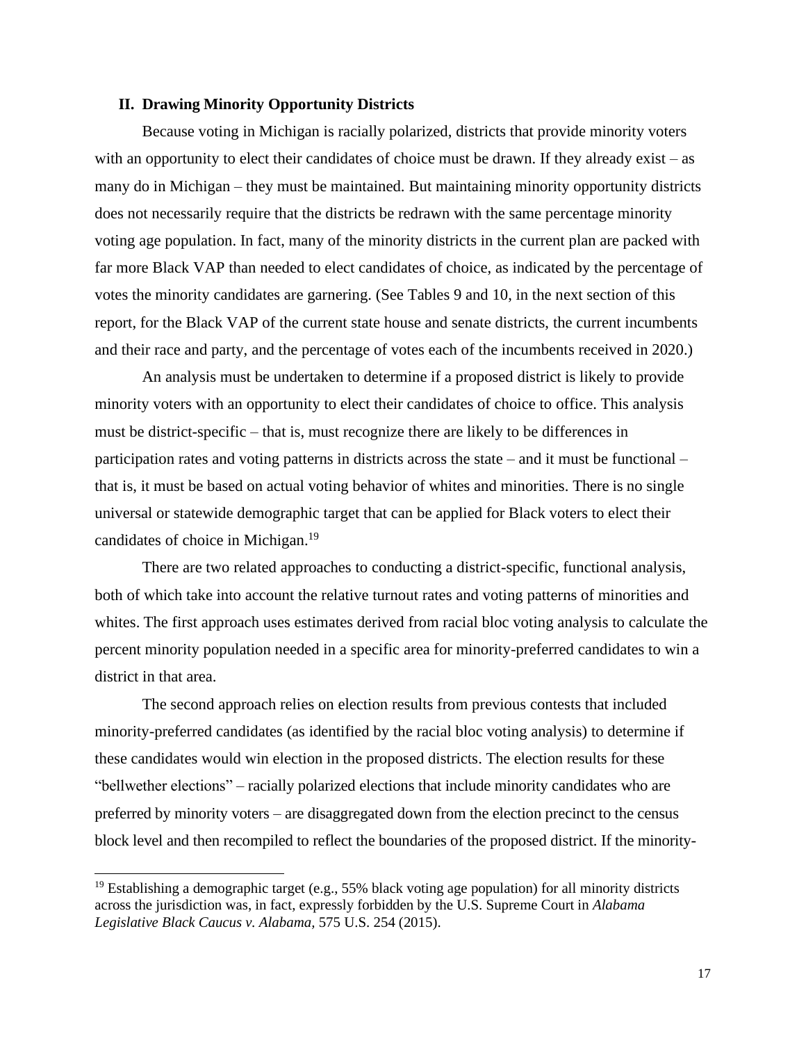## II. Drawing Minority Opportunity Districts

Because voting in Michigan is racially polarized, districts that provide minority voters with an opportunity to elect their candidates of choice must be drawn. If they already exist – as many do in Michigan – they must be maintained. But maintaining minority opportunity districts does not necessarily require that the districts be redrawn with the same percentage minority voting age population. In fact, many of the minority districts in the current plan are packed with far more Black VAP than needed to elect candidates of choice, as indicated by the percentage of votes the minority candidates are garnering. (See Tables 9 and 10, in the next section of this report, for the Black VAP of the current state house and senate districts, the current incumbents and their race and party, and the percentage of votes each of the incumbents received in 2020.)

An analysis must be undertaken to determine if a proposed district is likely to provide minority voters with an opportunity to elect their candidates of choice to office. This analysis must be district-specific – that is, must recognize there are likely to be differences in participation rates and voting patterns in districts across the state – and it must be functional – that is, it must be based on actual voting behavior of whites and minorities. There is no single universal or statewide demographic target that can be applied for Black voters to elect their candidates of choice in Michigan.[19]

There are two related approaches to conducting a district-specific, functional analysis, both of which take into account the relative turnout rates and voting patterns of minorities and whites. The first approach uses estimates derived from racial bloc voting analysis to calculate the percent minority population needed in a specific area for minority-preferred candidates to win a district in that area.

The second approach relies on election results from previous contests that included minority-preferred candidates (as identified by the racial bloc voting analysis) to determine if these candidates would win election in the proposed districts. The election results for these "bellwether elections" – racially polarized elections that include minority candidates who are preferred by minority voters – are disaggregated down from the election precinct to the census block level and then recompiled to reflect the boundaries of the proposed district. If the minority-

[19] Establishing a demographic target (e.g., 55% black voting age population) for all minority districts across the jurisdiction was, in fact, expressly forbidden by the U.S. Supreme Court in *Alabama Legislative Black Caucus v. Alabama,* 575 U.S. 254 (2015).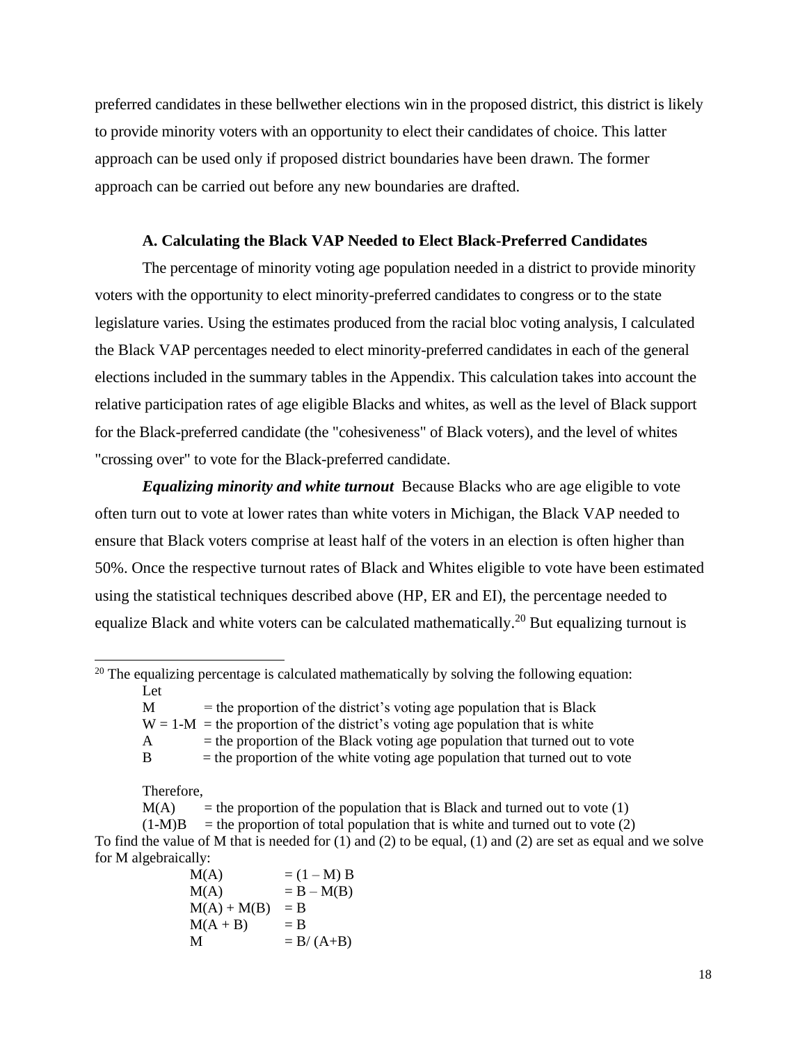preferred candidates in these bellwether elections win in the proposed district, this district is likely to provide minority voters with an opportunity to elect their candidates of choice. This latter approach can be used only if proposed district boundaries have been drawn. The former approach can be carried out before any new boundaries are drafted.

### A. Calculating the Black VAP Needed to Elect Black-Preferred Candidates

The percentage of minority voting age population needed in a district to provide minority voters with the opportunity to elect minority-preferred candidates to congress or to the state legislature varies. Using the estimates produced from the racial bloc voting analysis, I calculated the Black VAP percentages needed to elect minority-preferred candidates in each of the general elections included in the summary tables in the Appendix. This calculation takes into account the relative participation rates of age eligible Blacks and whites, as well as the level of Black support for the Black-preferred candidate (the "cohesiveness" of Black voters), and the level of whites "crossing over" to vote for the Black-preferred candidate.

***Equalizing minority and white turnout*** Because Blacks who are age eligible to vote often turn out to vote at lower rates than white voters in Michigan, the Black VAP needed to ensure that Black voters comprise at least half of the voters in an election is often higher than 50%. Once the respective turnout rates of Black and Whites eligible to vote have been estimated using the statistical techniques described above (HP, ER and EI), the percentage needed to equalize Black and white voters can be calculated mathematically.[20] But equalizing turnout is

---

[20] The equalizing percentage is calculated mathematically by solving the following equation:

Let

$M$ = the proportion of the district's voting age population that is Black
$W = 1\text{-}M$ = the proportion of the district's voting age population that is white
$A$ = the proportion of the Black voting age population that turned out to vote
$B$ = the proportion of the white voting age population that turned out to vote

Therefore,

$M(A)$ = the proportion of the population that is Black and turned out to vote (1)
$(1\text{-}M)B$ = the proportion of total population that is white and turned out to vote (2)

To find the value of M that is needed for (1) and (2) to be equal, (1) and (2) are set as equal and we solve for M algebraically:

$$M(A) = (1 - M)B$$
$$M(A) = B - M(B)$$
$$M(A) + M(B) = B$$
$$M(A + B) = B$$
$$M = B/(A+B)$$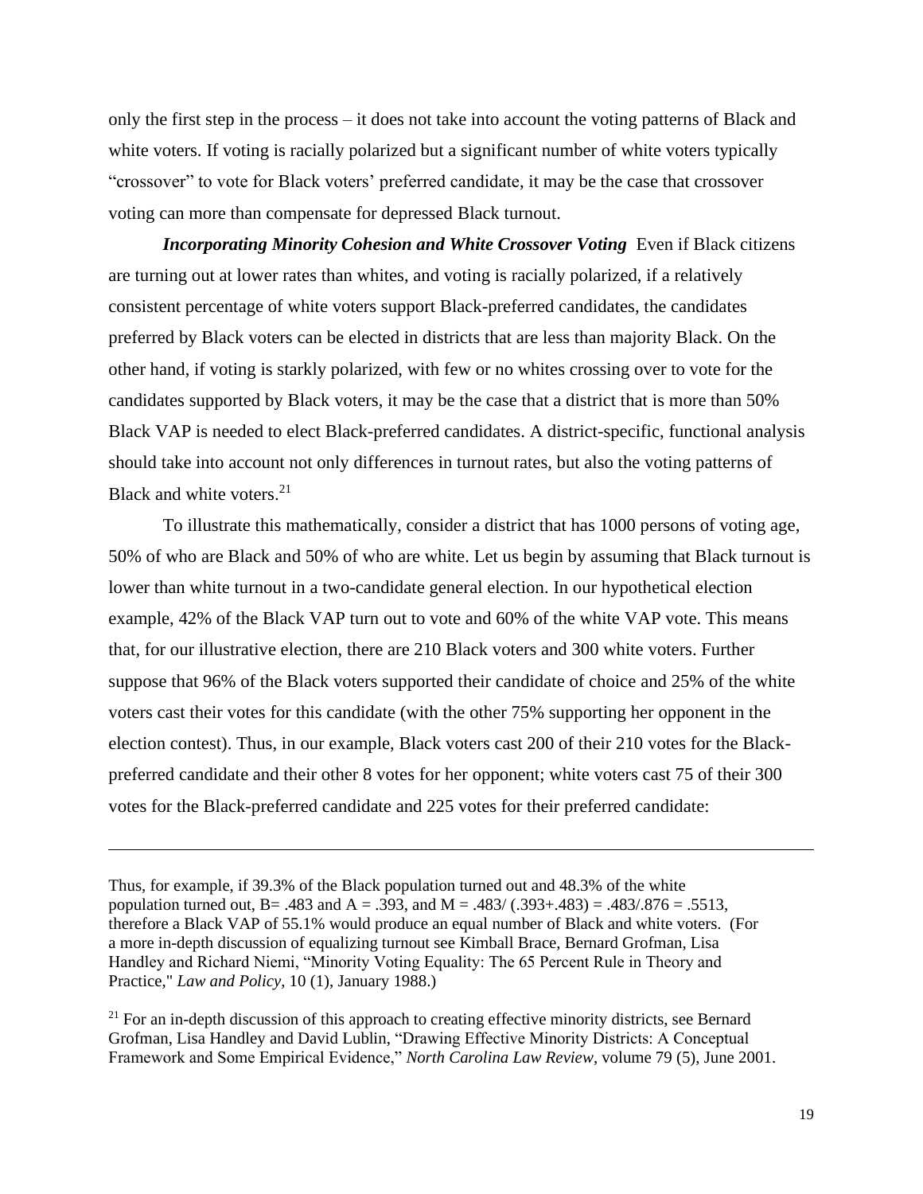only the first step in the process – it does not take into account the voting patterns of Black and white voters. If voting is racially polarized but a significant number of white voters typically "crossover" to vote for Black voters' preferred candidate, it may be the case that crossover voting can more than compensate for depressed Black turnout.

***Incorporating Minority Cohesion and White Crossover Voting*** Even if Black citizens are turning out at lower rates than whites, and voting is racially polarized, if a relatively consistent percentage of white voters support Black-preferred candidates, the candidates preferred by Black voters can be elected in districts that are less than majority Black. On the other hand, if voting is starkly polarized, with few or no whites crossing over to vote for the candidates supported by Black voters, it may be the case that a district that is more than 50% Black VAP is needed to elect Black-preferred candidates. A district-specific, functional analysis should take into account not only differences in turnout rates, but also the voting patterns of Black and white voters.[21]

To illustrate this mathematically, consider a district that has 1000 persons of voting age, 50% of who are Black and 50% of who are white. Let us begin by assuming that Black turnout is lower than white turnout in a two-candidate general election. In our hypothetical election example, 42% of the Black VAP turn out to vote and 60% of the white VAP vote. This means that, for our illustrative election, there are 210 Black voters and 300 white voters. Further suppose that 96% of the Black voters supported their candidate of choice and 25% of the white voters cast their votes for this candidate (with the other 75% supporting her opponent in the election contest). Thus, in our example, Black voters cast 200 of their 210 votes for the Black-preferred candidate and their other 8 votes for her opponent; white voters cast 75 of their 300 votes for the Black-preferred candidate and 225 votes for their preferred candidate:

---

Thus, for example, if 39.3% of the Black population turned out and 48.3% of the white population turned out, B= .483 and A = .393, and M = .483/ (.393+.483) = .483/.876 = .5513, therefore a Black VAP of 55.1% would produce an equal number of Black and white voters. (For a more in-depth discussion of equalizing turnout see Kimball Brace, Bernard Grofman, Lisa Handley and Richard Niemi, "Minority Voting Equality: The 65 Percent Rule in Theory and Practice," *Law and Policy*, 10 (1), January 1988.)

[21] For an in-depth discussion of this approach to creating effective minority districts, see Bernard Grofman, Lisa Handley and David Lublin, "Drawing Effective Minority Districts: A Conceptual Framework and Some Empirical Evidence," *North Carolina Law Review*, volume 79 (5), June 2001.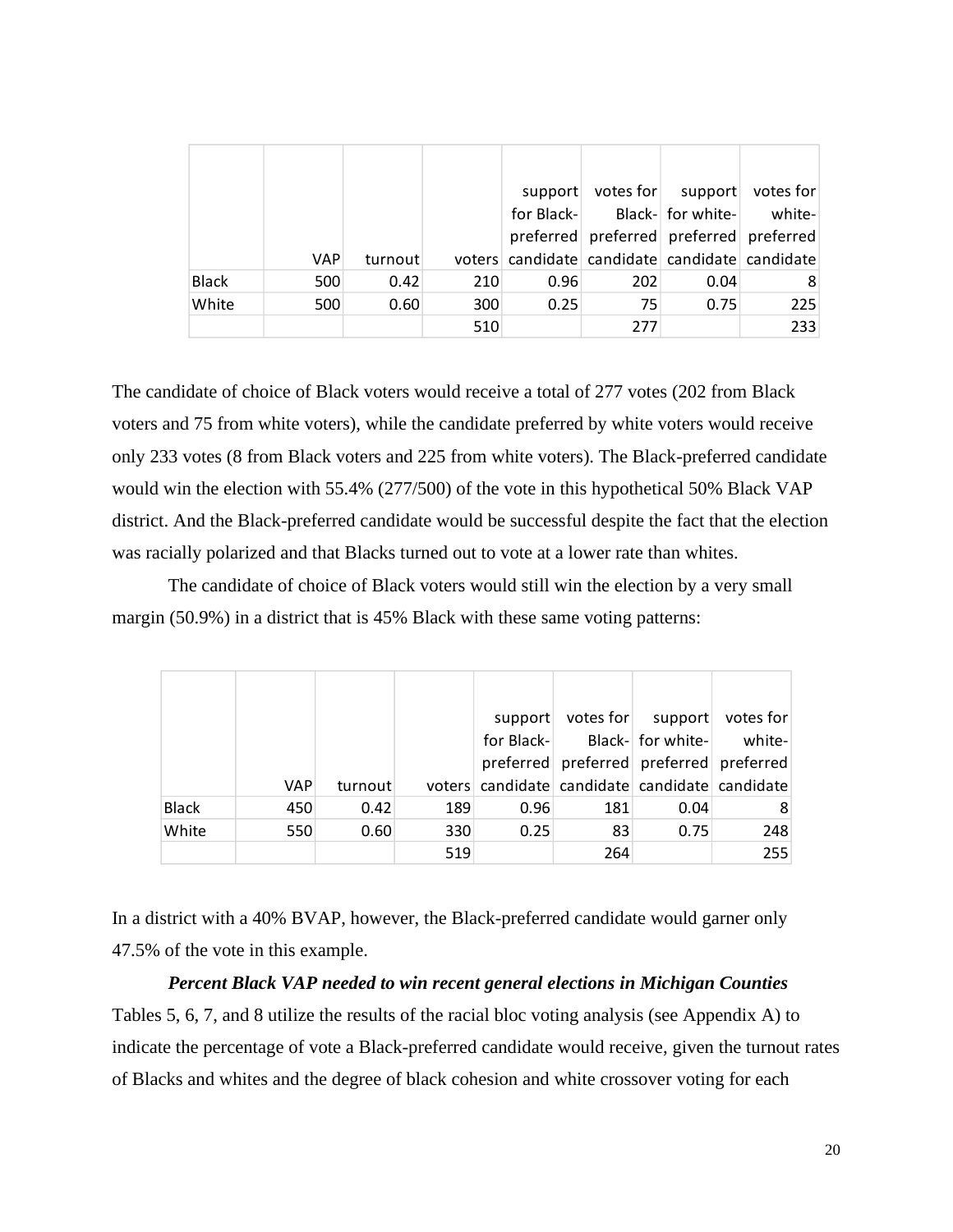| | VAP | turnout | voters | support for Black-preferred candidate | votes for Black-preferred candidate | support for white-preferred candidate | votes for white-preferred candidate |
|---|---|---|---|---|---|---|---|
| Black | 500 | 0.42 | 210 | 0.96 | 202 | 0.04 | 8 |
| White | 500 | 0.60 | 300 | 0.25 | 75 | 0.75 | 225 |
| | | | 510 | | 277 | | 233 |

The candidate of choice of Black voters would receive a total of 277 votes (202 from Black voters and 75 from white voters), while the candidate preferred by white voters would receive only 233 votes (8 from Black voters and 225 from white voters). The Black-preferred candidate would win the election with 55.4% (277/500) of the vote in this hypothetical 50% Black VAP district. And the Black-preferred candidate would be successful despite the fact that the election was racially polarized and that Blacks turned out to vote at a lower rate than whites.

The candidate of choice of Black voters would still win the election by a very small margin (50.9%) in a district that is 45% Black with these same voting patterns:

| | VAP | turnout | voters | support for Black-preferred candidate | votes for Black-preferred candidate | support for white-preferred candidate | votes for white-preferred candidate |
|---|---|---|---|---|---|---|---|
| Black | 450 | 0.42 | 189 | 0.96 | 181 | 0.04 | 8 |
| White | 550 | 0.60 | 330 | 0.25 | 83 | 0.75 | 248 |
| | | | 519 | | 264 | | 255 |

In a district with a 40% BVAP, however, the Black-preferred candidate would garner only 47.5% of the vote in this example.

***Percent Black VAP needed to win recent general elections in Michigan Counties***

Tables 5, 6, 7, and 8 utilize the results of the racial bloc voting analysis (see Appendix A) to indicate the percentage of vote a Black-preferred candidate would receive, given the turnout rates of Blacks and whites and the degree of black cohesion and white crossover voting for each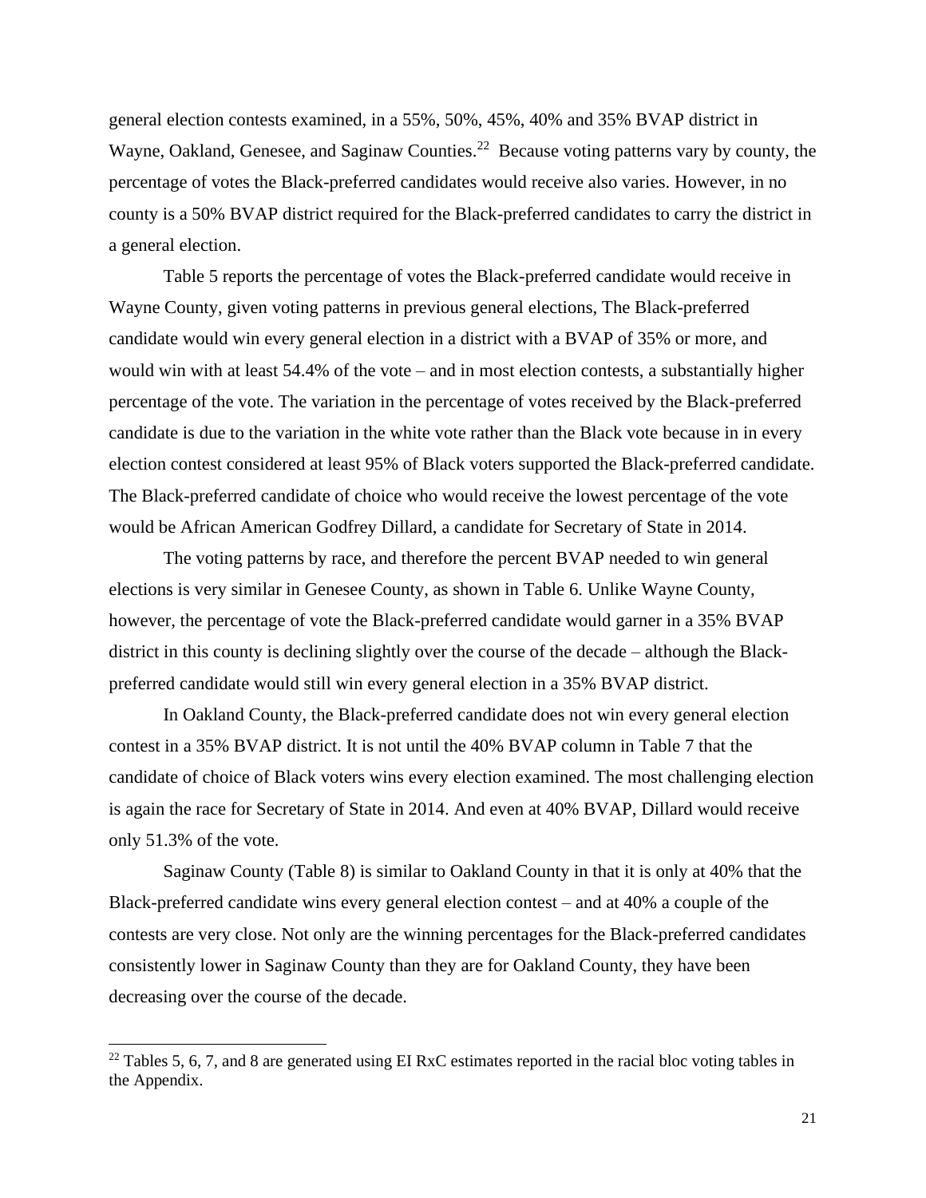general election contests examined, in a 55%, 50%, 45%, 40% and 35% BVAP district in Wayne, Oakland, Genesee, and Saginaw Counties.[22] Because voting patterns vary by county, the percentage of votes the Black-preferred candidates would receive also varies. However, in no county is a 50% BVAP district required for the Black-preferred candidates to carry the district in a general election.

Table 5 reports the percentage of votes the Black-preferred candidate would receive in Wayne County, given voting patterns in previous general elections, The Black-preferred candidate would win every general election in a district with a BVAP of 35% or more, and would win with at least 54.4% of the vote – and in most election contests, a substantially higher percentage of the vote. The variation in the percentage of votes received by the Black-preferred candidate is due to the variation in the white vote rather than the Black vote because in in every election contest considered at least 95% of Black voters supported the Black-preferred candidate. The Black-preferred candidate of choice who would receive the lowest percentage of the vote would be African American Godfrey Dillard, a candidate for Secretary of State in 2014.

The voting patterns by race, and therefore the percent BVAP needed to win general elections is very similar in Genesee County, as shown in Table 6. Unlike Wayne County, however, the percentage of vote the Black-preferred candidate would garner in a 35% BVAP district in this county is declining slightly over the course of the decade – although the Black-preferred candidate would still win every general election in a 35% BVAP district.

In Oakland County, the Black-preferred candidate does not win every general election contest in a 35% BVAP district. It is not until the 40% BVAP column in Table 7 that the candidate of choice of Black voters wins every election examined. The most challenging election is again the race for Secretary of State in 2014. And even at 40% BVAP, Dillard would receive only 51.3% of the vote.

Saginaw County (Table 8) is similar to Oakland County in that it is only at 40% that the Black-preferred candidate wins every general election contest – and at 40% a couple of the contests are very close. Not only are the winning percentages for the Black-preferred candidates consistently lower in Saginaw County than they are for Oakland County, they have been decreasing over the course of the decade.

[22] Tables 5, 6, 7, and 8 are generated using EI RxC estimates reported in the racial bloc voting tables in the Appendix.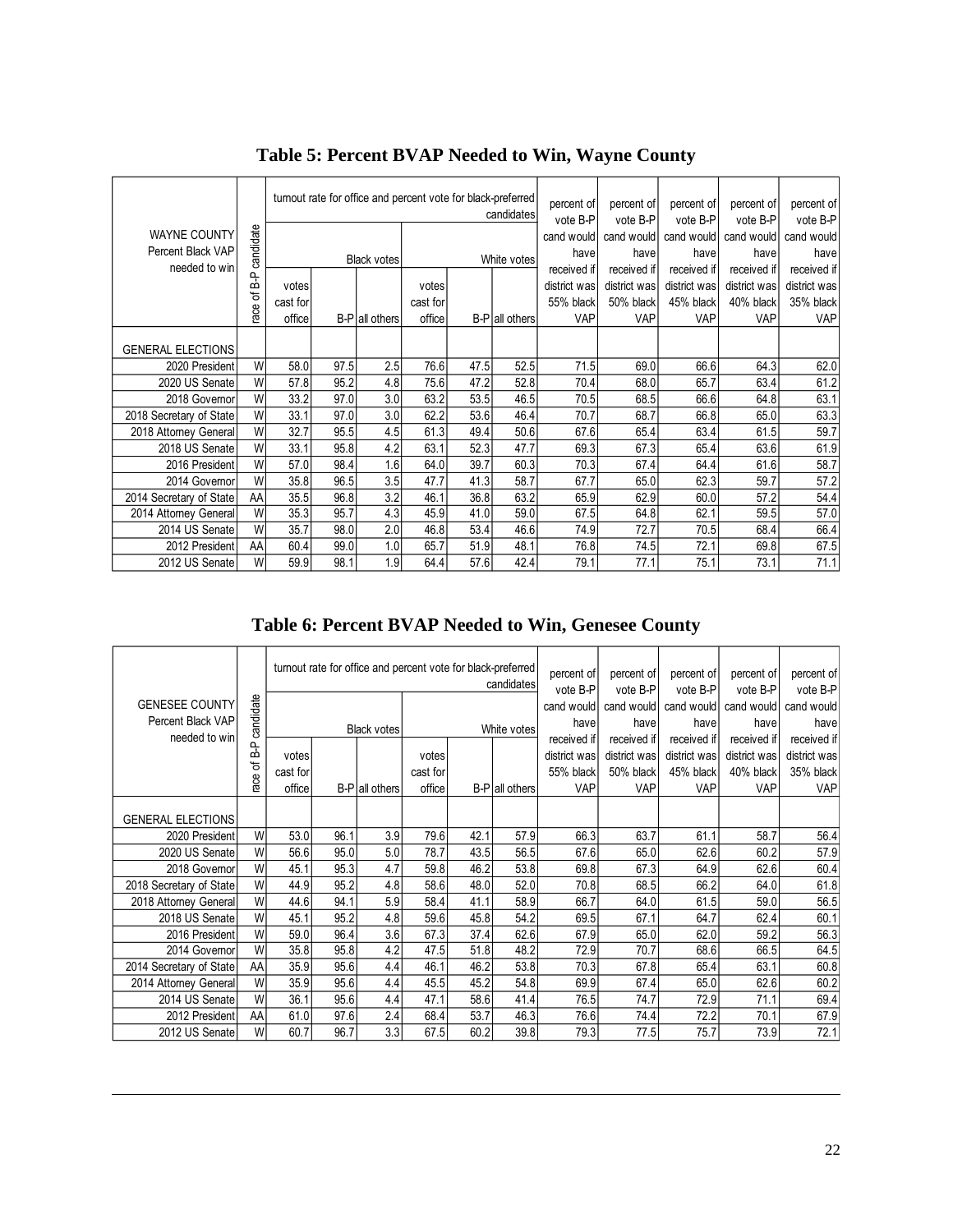## Table 5: Percent BVAP Needed to Win, Wayne County

| WAYNE COUNTY Percent Black VAP needed to win | race of B-P candidate | turnout rate for office and percent vote for black-preferred candidates | | | | | | percent of vote B-P cand would have received if district was 55% black VAP | percent of vote B-P cand would have received if district was 50% black VAP | percent of vote B-P cand would have received if district was 45% black VAP | percent of vote B-P cand would have received if district was 40% black VAP | percent of vote B-P cand would have received if district was 35% black VAP |
|---|---|---|---|---|---|---|---|---|---|---|---|---|
| | | Black votes | | | White votes | | | | | | | |
| | | votes cast for office | B-P | all others | votes cast for office | B-P | all others | | | | | |
| GENERAL ELECTIONS | | | | | | | | | | | | |
| 2020 President | W | 58.0 | 97.5 | 2.5 | 76.6 | 47.5 | 52.5 | 71.5 | 69.0 | 66.6 | 64.3 | 62.0 |
| 2020 US Senate | W | 57.8 | 95.2 | 4.8 | 75.6 | 47.2 | 52.8 | 70.4 | 68.0 | 65.7 | 63.4 | 61.2 |
| 2018 Governor | W | 33.2 | 97.0 | 3.0 | 63.2 | 53.5 | 46.5 | 70.5 | 68.5 | 66.6 | 64.8 | 63.1 |
| 2018 Secretary of State | W | 33.1 | 97.0 | 3.0 | 62.2 | 53.6 | 46.4 | 70.7 | 68.7 | 66.8 | 65.0 | 63.3 |
| 2018 Attorney General | W | 32.7 | 95.5 | 4.5 | 61.3 | 49.4 | 50.6 | 67.6 | 65.4 | 63.4 | 61.5 | 59.7 |
| 2018 US Senate | W | 33.1 | 95.8 | 4.2 | 63.1 | 52.3 | 47.7 | 69.3 | 67.3 | 65.4 | 63.6 | 61.9 |
| 2016 President | W | 57.0 | 98.4 | 1.6 | 64.0 | 39.7 | 60.3 | 70.3 | 67.4 | 64.4 | 61.6 | 58.7 |
| 2014 Governor | W | 35.8 | 96.5 | 3.5 | 47.7 | 41.3 | 58.7 | 67.7 | 65.0 | 62.3 | 59.7 | 57.2 |
| 2014 Secretary of State | AA | 35.5 | 96.8 | 3.2 | 46.1 | 36.8 | 63.2 | 65.9 | 62.9 | 60.0 | 57.2 | 54.4 |
| 2014 Attorney General | W | 35.3 | 95.7 | 4.3 | 45.9 | 41.0 | 59.0 | 67.5 | 64.8 | 62.1 | 59.5 | 57.0 |
| 2014 US Senate | W | 35.7 | 98.0 | 2.0 | 46.8 | 53.4 | 46.6 | 74.9 | 72.7 | 70.5 | 68.4 | 66.4 |
| 2012 President | AA | 60.4 | 99.0 | 1.0 | 65.7 | 51.9 | 48.1 | 76.8 | 74.5 | 72.1 | 69.8 | 67.5 |
| 2012 US Senate | W | 59.9 | 98.1 | 1.9 | 64.4 | 57.6 | 42.4 | 79.1 | 77.1 | 75.1 | 73.1 | 71.1 |

## Table 6: Percent BVAP Needed to Win, Genesee County

| GENESEE COUNTY Percent Black VAP needed to win | race of B-P candidate | turnout rate for office and percent vote for black-preferred candidates | | | | | | percent of vote B-P cand would have received if district was 55% black VAP | percent of vote B-P cand would have received if district was 50% black VAP | percent of vote B-P cand would have received if district was 45% black VAP | percent of vote B-P cand would have received if district was 40% black VAP | percent of vote B-P cand would have received if district was 35% black VAP |
|---|---|---|---|---|---|---|---|---|---|---|---|---|
| | | Black votes | | | White votes | | | | | | | |
| | | votes cast for office | B-P | all others | votes cast for office | B-P | all others | | | | | |
| GENERAL ELECTIONS | | | | | | | | | | | | |
| 2020 President | W | 53.0 | 96.1 | 3.9 | 79.6 | 42.1 | 57.9 | 66.3 | 63.7 | 61.1 | 58.7 | 56.4 |
| 2020 US Senate | W | 56.6 | 95.0 | 5.0 | 78.7 | 43.5 | 56.5 | 67.6 | 65.0 | 62.6 | 60.2 | 57.9 |
| 2018 Governor | W | 45.1 | 95.3 | 4.7 | 59.8 | 46.2 | 53.8 | 69.8 | 67.3 | 64.9 | 62.6 | 60.4 |
| 2018 Secretary of State | W | 44.9 | 95.2 | 4.8 | 58.6 | 48.0 | 52.0 | 70.8 | 68.5 | 66.2 | 64.0 | 61.8 |
| 2018 Attorney General | W | 44.6 | 94.1 | 5.9 | 58.4 | 41.1 | 58.9 | 66.7 | 64.0 | 61.5 | 59.0 | 56.5 |
| 2018 US Senate | W | 45.1 | 95.2 | 4.8 | 59.6 | 45.8 | 54.2 | 69.5 | 67.1 | 64.7 | 62.4 | 60.1 |
| 2016 President | W | 59.0 | 96.4 | 3.6 | 67.3 | 37.4 | 62.6 | 67.9 | 65.0 | 62.0 | 59.2 | 56.3 |
| 2014 Governor | W | 35.8 | 95.8 | 4.2 | 47.5 | 51.8 | 48.2 | 72.9 | 70.7 | 68.6 | 66.5 | 64.5 |
| 2014 Secretary of State | AA | 35.9 | 95.6 | 4.4 | 46.1 | 46.2 | 53.8 | 70.3 | 67.8 | 65.4 | 63.1 | 60.8 |
| 2014 Attorney General | W | 35.9 | 95.6 | 4.4 | 45.5 | 45.2 | 54.8 | 69.9 | 67.4 | 65.0 | 62.6 | 60.2 |
| 2014 US Senate | W | 36.1 | 95.6 | 4.4 | 47.1 | 58.6 | 41.4 | 76.5 | 74.7 | 72.9 | 71.1 | 69.4 |
| 2012 President | AA | 61.0 | 97.6 | 2.4 | 68.4 | 53.7 | 46.3 | 76.6 | 74.4 | 72.2 | 70.1 | 67.9 |
| 2012 US Senate | W | 60.7 | 96.7 | 3.3 | 67.5 | 60.2 | 39.8 | 79.3 | 77.5 | 75.7 | 73.9 | 72.1 |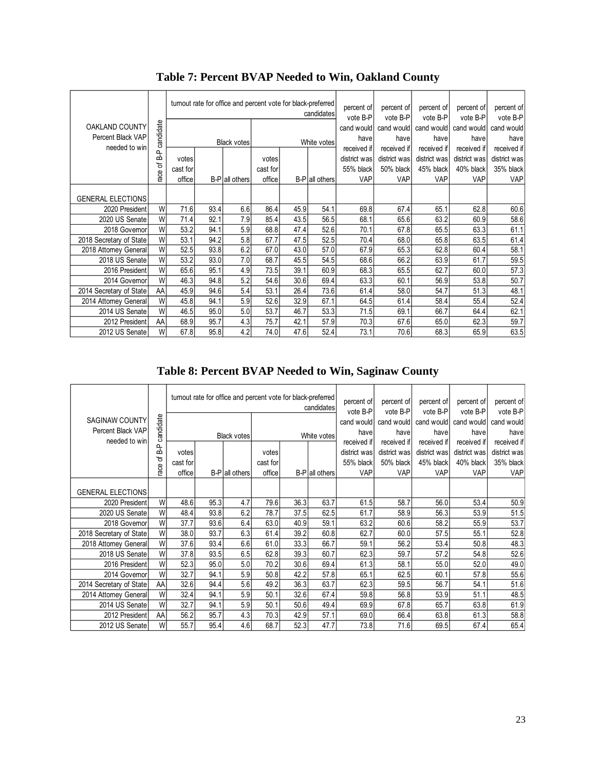## Table 7: Percent BVAP Needed to Win, Oakland County

| OAKLAND COUNTY Percent Black VAP needed to win | race of B-P candidate | turnout rate for office and percent vote for black-preferred candidates | | | | | | percent of vote B-P cand would have received if district was 55% black VAP | percent of vote B-P cand would have received if district was 50% black VAP | percent of vote B-P cand would have received if district was 45% black VAP | percent of vote B-P cand would have received if district was 40% black VAP | percent of vote B-P cand would have received if district was 35% black VAP |
|---|---|---|---|---|---|---|---|---|---|---|---|---|
| | | Black votes | | | White votes | | | | | | | |
| | | votes cast for office | B-P | all others | votes cast for office | B-P | all others | | | | | |
| GENERAL ELECTIONS | | | | | | | | | | | | |
| 2020 President | W | 71.6 | 93.4 | 6.6 | 86.4 | 45.9 | 54.1 | 69.8 | 67.4 | 65.1 | 62.8 | 60.6 |
| 2020 US Senate | W | 71.4 | 92.1 | 7.9 | 85.4 | 43.5 | 56.5 | 68.1 | 65.6 | 63.2 | 60.9 | 58.6 |
| 2018 Governor | W | 53.2 | 94.1 | 5.9 | 68.8 | 47.4 | 52.6 | 70.1 | 67.8 | 65.5 | 63.3 | 61.1 |
| 2018 Secretary of State | W | 53.1 | 94.2 | 5.8 | 67.7 | 47.5 | 52.5 | 70.4 | 68.0 | 65.8 | 63.5 | 61.4 |
| 2018 Attorney General | W | 52.5 | 93.8 | 6.2 | 67.0 | 43.0 | 57.0 | 67.9 | 65.3 | 62.8 | 60.4 | 58.1 |
| 2018 US Senate | W | 53.2 | 93.0 | 7.0 | 68.7 | 45.5 | 54.5 | 68.6 | 66.2 | 63.9 | 61.7 | 59.5 |
| 2016 President | W | 65.6 | 95.1 | 4.9 | 73.5 | 39.1 | 60.9 | 68.3 | 65.5 | 62.7 | 60.0 | 57.3 |
| 2014 Governor | W | 46.3 | 94.8 | 5.2 | 54.6 | 30.6 | 69.4 | 63.3 | 60.1 | 56.9 | 53.8 | 50.7 |
| 2014 Secretary of State | AA | 45.9 | 94.6 | 5.4 | 53.1 | 26.4 | 73.6 | 61.4 | 58.0 | 54.7 | 51.3 | 48.1 |
| 2014 Attorney General | W | 45.8 | 94.1 | 5.9 | 52.6 | 32.9 | 67.1 | 64.5 | 61.4 | 58.4 | 55.4 | 52.4 |
| 2014 US Senate | W | 46.5 | 95.0 | 5.0 | 53.7 | 46.7 | 53.3 | 71.5 | 69.1 | 66.7 | 64.4 | 62.1 |
| 2012 President | AA | 68.9 | 95.7 | 4.3 | 75.7 | 42.1 | 57.9 | 70.3 | 67.6 | 65.0 | 62.3 | 59.7 |
| 2012 US Senate | W | 67.8 | 95.8 | 4.2 | 74.0 | 47.6 | 52.4 | 73.1 | 70.6 | 68.3 | 65.9 | 63.5 |

## Table 8: Percent BVAP Needed to Win, Saginaw County

| SAGINAW COUNTY Percent Black VAP needed to win | race of B-P candidate | turnout rate for office and percent vote for black-preferred candidates | | | | | | percent of vote B-P cand would have received if district was 55% black VAP | percent of vote B-P cand would have received if district was 50% black VAP | percent of vote B-P cand would have received if district was 45% black VAP | percent of vote B-P cand would have received if district was 40% black VAP | percent of vote B-P cand would have received if district was 35% black VAP |
|---|---|---|---|---|---|---|---|---|---|---|---|---|
| | | Black votes | | | White votes | | | | | | | |
| | | votes cast for office | B-P | all others | votes cast for office | B-P | all others | | | | | |
| GENERAL ELECTIONS | | | | | | | | | | | | |
| 2020 President | W | 48.6 | 95.3 | 4.7 | 79.6 | 36.3 | 63.7 | 61.5 | 58.7 | 56.0 | 53.4 | 50.9 |
| 2020 US Senate | W | 48.4 | 93.8 | 6.2 | 78.7 | 37.5 | 62.5 | 61.7 | 58.9 | 56.3 | 53.9 | 51.5 |
| 2018 Governor | W | 37.7 | 93.6 | 6.4 | 63.0 | 40.9 | 59.1 | 63.2 | 60.6 | 58.2 | 55.9 | 53.7 |
| 2018 Secretary of State | W | 38.0 | 93.7 | 6.3 | 61.4 | 39.2 | 60.8 | 62.7 | 60.0 | 57.5 | 55.1 | 52.8 |
| 2018 Attorney General | W | 37.6 | 93.4 | 6.6 | 61.0 | 33.3 | 66.7 | 59.1 | 56.2 | 53.4 | 50.8 | 48.3 |
| 2018 US Senate | W | 37.8 | 93.5 | 6.5 | 62.8 | 39.3 | 60.7 | 62.3 | 59.7 | 57.2 | 54.8 | 52.6 |
| 2016 President | W | 52.3 | 95.0 | 5.0 | 70.2 | 30.6 | 69.4 | 61.3 | 58.1 | 55.0 | 52.0 | 49.0 |
| 2014 Governor | W | 32.7 | 94.1 | 5.9 | 50.8 | 42.2 | 57.8 | 65.1 | 62.5 | 60.1 | 57.8 | 55.6 |
| 2014 Secretary of State | AA | 32.6 | 94.4 | 5.6 | 49.2 | 36.3 | 63.7 | 62.3 | 59.5 | 56.7 | 54.1 | 51.6 |
| 2014 Attorney General | W | 32.4 | 94.1 | 5.9 | 50.1 | 32.6 | 67.4 | 59.8 | 56.8 | 53.9 | 51.1 | 48.5 |
| 2014 US Senate | W | 32.7 | 94.1 | 5.9 | 50.1 | 50.6 | 49.4 | 69.9 | 67.8 | 65.7 | 63.8 | 61.9 |
| 2012 President | AA | 56.2 | 95.7 | 4.3 | 70.3 | 42.9 | 57.1 | 69.0 | 66.4 | 63.8 | 61.3 | 58.8 |
| 2012 US Senate | W | 55.7 | 95.4 | 4.6 | 68.7 | 52.3 | 47.7 | 73.8 | 71.6 | 69.5 | 67.4 | 65.4 |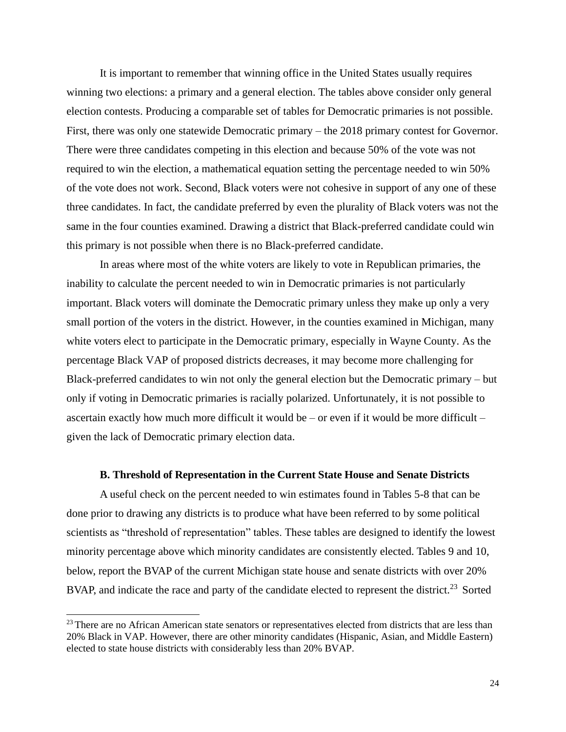It is important to remember that winning office in the United States usually requires winning two elections: a primary and a general election. The tables above consider only general election contests. Producing a comparable set of tables for Democratic primaries is not possible. First, there was only one statewide Democratic primary – the 2018 primary contest for Governor. There were three candidates competing in this election and because 50% of the vote was not required to win the election, a mathematical equation setting the percentage needed to win 50% of the vote does not work. Second, Black voters were not cohesive in support of any one of these three candidates. In fact, the candidate preferred by even the plurality of Black voters was not the same in the four counties examined. Drawing a district that Black-preferred candidate could win this primary is not possible when there is no Black-preferred candidate.

In areas where most of the white voters are likely to vote in Republican primaries, the inability to calculate the percent needed to win in Democratic primaries is not particularly important. Black voters will dominate the Democratic primary unless they make up only a very small portion of the voters in the district. However, in the counties examined in Michigan, many white voters elect to participate in the Democratic primary, especially in Wayne County. As the percentage Black VAP of proposed districts decreases, it may become more challenging for Black-preferred candidates to win not only the general election but the Democratic primary – but only if voting in Democratic primaries is racially polarized. Unfortunately, it is not possible to ascertain exactly how much more difficult it would be – or even if it would be more difficult – given the lack of Democratic primary election data.

### B. Threshold of Representation in the Current State House and Senate Districts

A useful check on the percent needed to win estimates found in Tables 5-8 that can be done prior to drawing any districts is to produce what have been referred to by some political scientists as "threshold of representation" tables. These tables are designed to identify the lowest minority percentage above which minority candidates are consistently elected. Tables 9 and 10, below, report the BVAP of the current Michigan state house and senate districts with over 20% BVAP, and indicate the race and party of the candidate elected to represent the district.[23] Sorted

[23] There are no African American state senators or representatives elected from districts that are less than 20% Black in VAP. However, there are other minority candidates (Hispanic, Asian, and Middle Eastern) elected to state house districts with considerably less than 20% BVAP.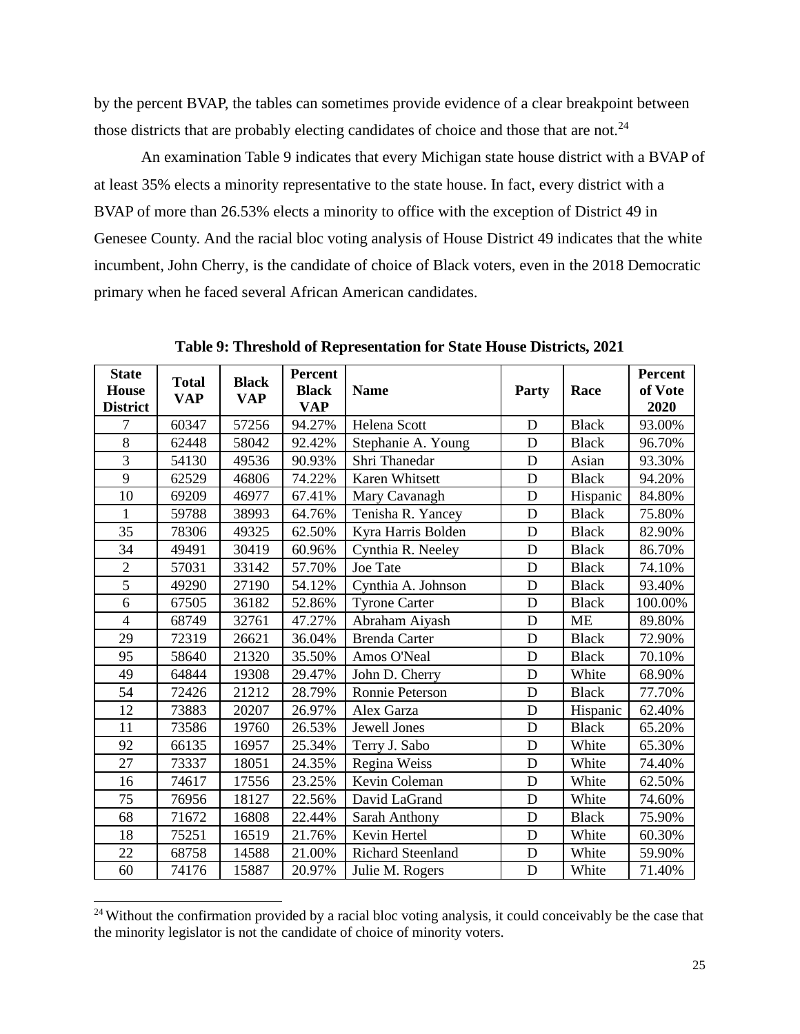by the percent BVAP, the tables can sometimes provide evidence of a clear breakpoint between those districts that are probably electing candidates of choice and those that are not.[24]

An examination Table 9 indicates that every Michigan state house district with a BVAP of at least 35% elects a minority representative to the state house. In fact, every district with a BVAP of more than 26.53% elects a minority to office with the exception of District 49 in Genesee County. And the racial bloc voting analysis of House District 49 indicates that the white incumbent, John Cherry, is the candidate of choice of Black voters, even in the 2018 Democratic primary when he faced several African American candidates.

**Table 9: Threshold of Representation for State House Districts, 2021**

| State House District | Total VAP | Black VAP | Percent Black VAP | Name | Party | Race | Percent of Vote 2020 |
|---|---|---|---|---|---|---|---|
| 7 | 60347 | 57256 | 94.27% | Helena Scott | D | Black | 93.00% |
| 8 | 62448 | 58042 | 92.42% | Stephanie A. Young | D | Black | 96.70% |
| 3 | 54130 | 49536 | 90.93% | Shri Thanedar | D | Asian | 93.30% |
| 9 | 62529 | 46806 | 74.22% | Karen Whitsett | D | Black | 94.20% |
| 10 | 69209 | 46977 | 67.41% | Mary Cavanagh | D | Hispanic | 84.80% |
| 1 | 59788 | 38993 | 64.76% | Tenisha R. Yancey | D | Black | 75.80% |
| 35 | 78306 | 49325 | 62.50% | Kyra Harris Bolden | D | Black | 82.90% |
| 34 | 49491 | 30419 | 60.96% | Cynthia R. Neeley | D | Black | 86.70% |
| 2 | 57031 | 33142 | 57.70% | Joe Tate | D | Black | 74.10% |
| 5 | 49290 | 27190 | 54.12% | Cynthia A. Johnson | D | Black | 93.40% |
| 6 | 67505 | 36182 | 52.86% | Tyrone Carter | D | Black | 100.00% |
| 4 | 68749 | 32761 | 47.27% | Abraham Aiyash | D | ME | 89.80% |
| 29 | 72319 | 26621 | 36.04% | Brenda Carter | D | Black | 72.90% |
| 95 | 58640 | 21320 | 35.50% | Amos O'Neal | D | Black | 70.10% |
| 49 | 64844 | 19308 | 29.47% | John D. Cherry | D | White | 68.90% |
| 54 | 72426 | 21212 | 28.79% | Ronnie Peterson | D | Black | 77.70% |
| 12 | 73883 | 20207 | 26.97% | Alex Garza | D | Hispanic | 62.40% |
| 11 | 73586 | 19760 | 26.53% | Jewell Jones | D | Black | 65.20% |
| 92 | 66135 | 16957 | 25.34% | Terry J. Sabo | D | White | 65.30% |
| 27 | 73337 | 18051 | 24.35% | Regina Weiss | D | White | 74.40% |
| 16 | 74617 | 17556 | 23.25% | Kevin Coleman | D | White | 62.50% |
| 75 | 76956 | 18127 | 22.56% | David LaGrand | D | White | 74.60% |
| 68 | 71672 | 16808 | 22.44% | Sarah Anthony | D | Black | 75.90% |
| 18 | 75251 | 16519 | 21.76% | Kevin Hertel | D | White | 60.30% |
| 22 | 68758 | 14588 | 21.00% | Richard Steenland | D | White | 59.90% |
| 60 | 74176 | 15887 | 20.97% | Julie M. Rogers | D | White | 71.40% |

[24] Without the confirmation provided by a racial bloc voting analysis, it could conceivably be the case that the minority legislator is not the candidate of choice of minority voters.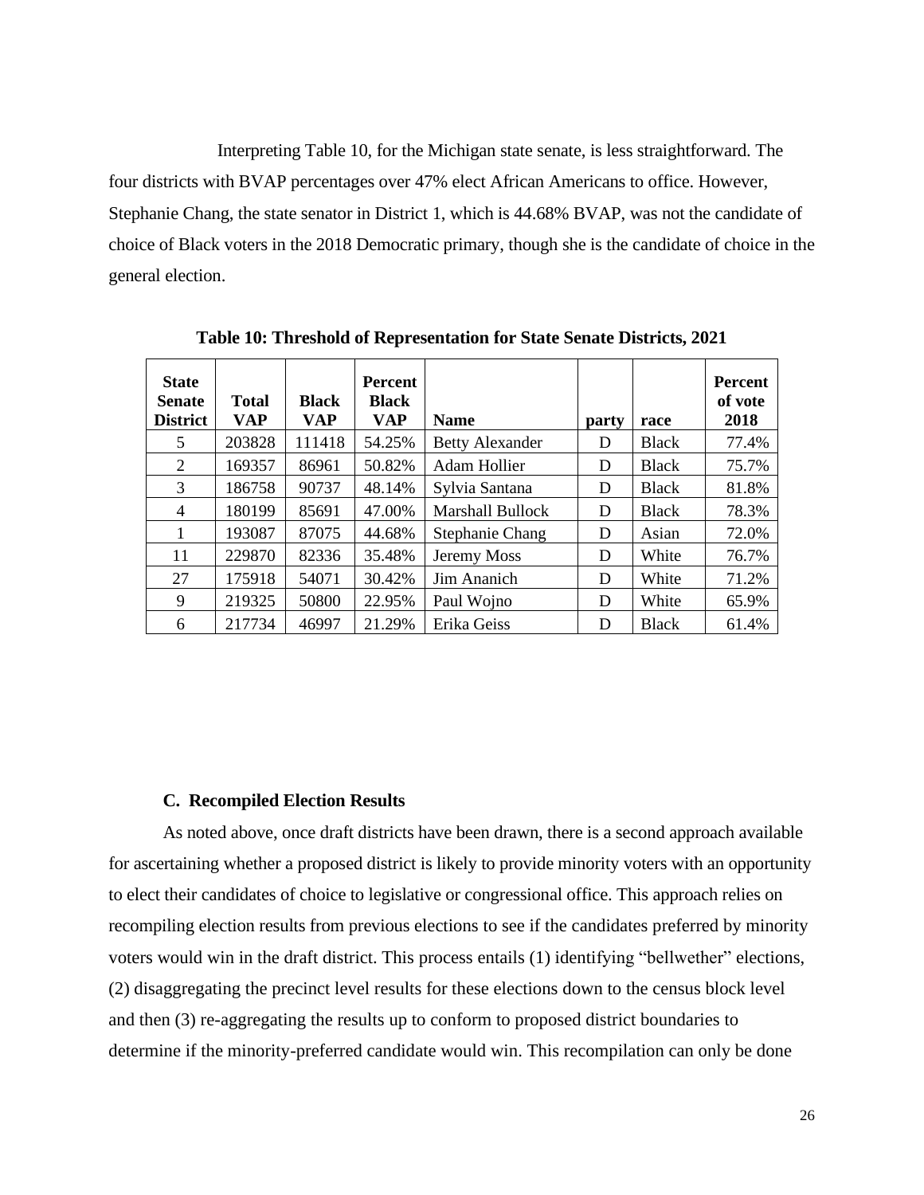Interpreting Table 10, for the Michigan state senate, is less straightforward. The four districts with BVAP percentages over 47% elect African Americans to office. However, Stephanie Chang, the state senator in District 1, which is 44.68% BVAP, was not the candidate of choice of Black voters in the 2018 Democratic primary, though she is the candidate of choice in the general election.

**Table 10: Threshold of Representation for State Senate Districts, 2021**

| State Senate District | Total VAP | Black VAP | Percent Black VAP | Name | party | race | Percent of vote 2018 |
|---|---|---|---|---|---|---|---|
| 5 | 203828 | 111418 | 54.25% | Betty Alexander | D | Black | 77.4% |
| 2 | 169357 | 86961 | 50.82% | Adam Hollier | D | Black | 75.7% |
| 3 | 186758 | 90737 | 48.14% | Sylvia Santana | D | Black | 81.8% |
| 4 | 180199 | 85691 | 47.00% | Marshall Bullock | D | Black | 78.3% |
| 1 | 193087 | 87075 | 44.68% | Stephanie Chang | D | Asian | 72.0% |
| 11 | 229870 | 82336 | 35.48% | Jeremy Moss | D | White | 76.7% |
| 27 | 175918 | 54071 | 30.42% | Jim Ananich | D | White | 71.2% |
| 9 | 219325 | 50800 | 22.95% | Paul Wojno | D | White | 65.9% |
| 6 | 217734 | 46997 | 21.29% | Erika Geiss | D | Black | 61.4% |

### C. Recompiled Election Results

As noted above, once draft districts have been drawn, there is a second approach available for ascertaining whether a proposed district is likely to provide minority voters with an opportunity to elect their candidates of choice to legislative or congressional office. This approach relies on recompiling election results from previous elections to see if the candidates preferred by minority voters would win in the draft district. This process entails (1) identifying "bellwether" elections, (2) disaggregating the precinct level results for these elections down to the census block level and then (3) re-aggregating the results up to conform to proposed district boundaries to determine if the minority-preferred candidate would win. This recompilation can only be done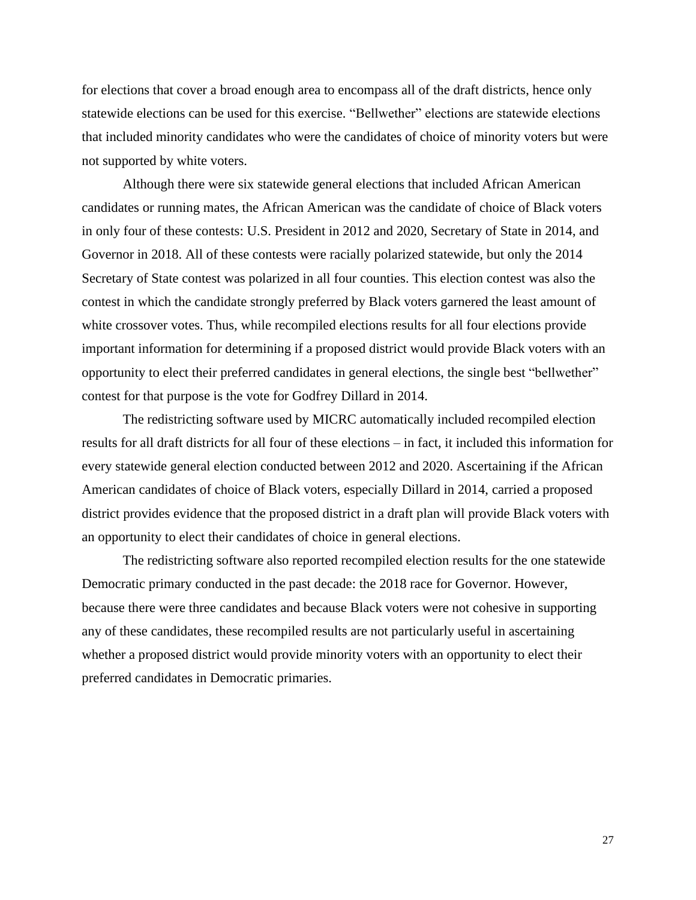for elections that cover a broad enough area to encompass all of the draft districts, hence only statewide elections can be used for this exercise. "Bellwether" elections are statewide elections that included minority candidates who were the candidates of choice of minority voters but were not supported by white voters.

Although there were six statewide general elections that included African American candidates or running mates, the African American was the candidate of choice of Black voters in only four of these contests: U.S. President in 2012 and 2020, Secretary of State in 2014, and Governor in 2018. All of these contests were racially polarized statewide, but only the 2014 Secretary of State contest was polarized in all four counties. This election contest was also the contest in which the candidate strongly preferred by Black voters garnered the least amount of white crossover votes. Thus, while recompiled elections results for all four elections provide important information for determining if a proposed district would provide Black voters with an opportunity to elect their preferred candidates in general elections, the single best "bellwether" contest for that purpose is the vote for Godfrey Dillard in 2014.

The redistricting software used by MICRC automatically included recompiled election results for all draft districts for all four of these elections – in fact, it included this information for every statewide general election conducted between 2012 and 2020. Ascertaining if the African American candidates of choice of Black voters, especially Dillard in 2014, carried a proposed district provides evidence that the proposed district in a draft plan will provide Black voters with an opportunity to elect their candidates of choice in general elections.

The redistricting software also reported recompiled election results for the one statewide Democratic primary conducted in the past decade: the 2018 race for Governor. However, because there were three candidates and because Black voters were not cohesive in supporting any of these candidates, these recompiled results are not particularly useful in ascertaining whether a proposed district would provide minority voters with an opportunity to elect their preferred candidates in Democratic primaries.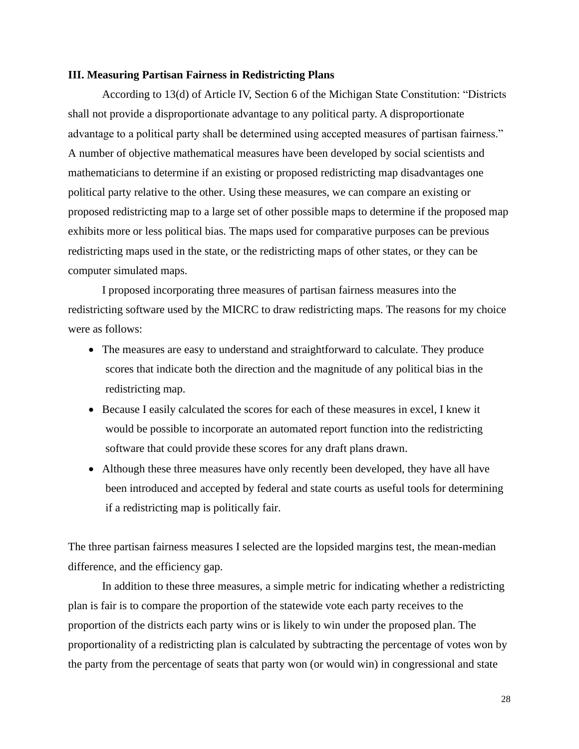### III. Measuring Partisan Fairness in Redistricting Plans

According to 13(d) of Article IV, Section 6 of the Michigan State Constitution: "Districts shall not provide a disproportionate advantage to any political party. A disproportionate advantage to a political party shall be determined using accepted measures of partisan fairness." A number of objective mathematical measures have been developed by social scientists and mathematicians to determine if an existing or proposed redistricting map disadvantages one political party relative to the other. Using these measures, we can compare an existing or proposed redistricting map to a large set of other possible maps to determine if the proposed map exhibits more or less political bias. The maps used for comparative purposes can be previous redistricting maps used in the state, or the redistricting maps of other states, or they can be computer simulated maps.

I proposed incorporating three measures of partisan fairness measures into the redistricting software used by the MICRC to draw redistricting maps. The reasons for my choice were as follows:

- The measures are easy to understand and straightforward to calculate. They produce scores that indicate both the direction and the magnitude of any political bias in the redistricting map.
- Because I easily calculated the scores for each of these measures in excel, I knew it would be possible to incorporate an automated report function into the redistricting software that could provide these scores for any draft plans drawn.
- Although these three measures have only recently been developed, they have all have been introduced and accepted by federal and state courts as useful tools for determining if a redistricting map is politically fair.

The three partisan fairness measures I selected are the lopsided margins test, the mean-median difference, and the efficiency gap.

In addition to these three measures, a simple metric for indicating whether a redistricting plan is fair is to compare the proportion of the statewide vote each party receives to the proportion of the districts each party wins or is likely to win under the proposed plan. The proportionality of a redistricting plan is calculated by subtracting the percentage of votes won by the party from the percentage of seats that party won (or would win) in congressional and state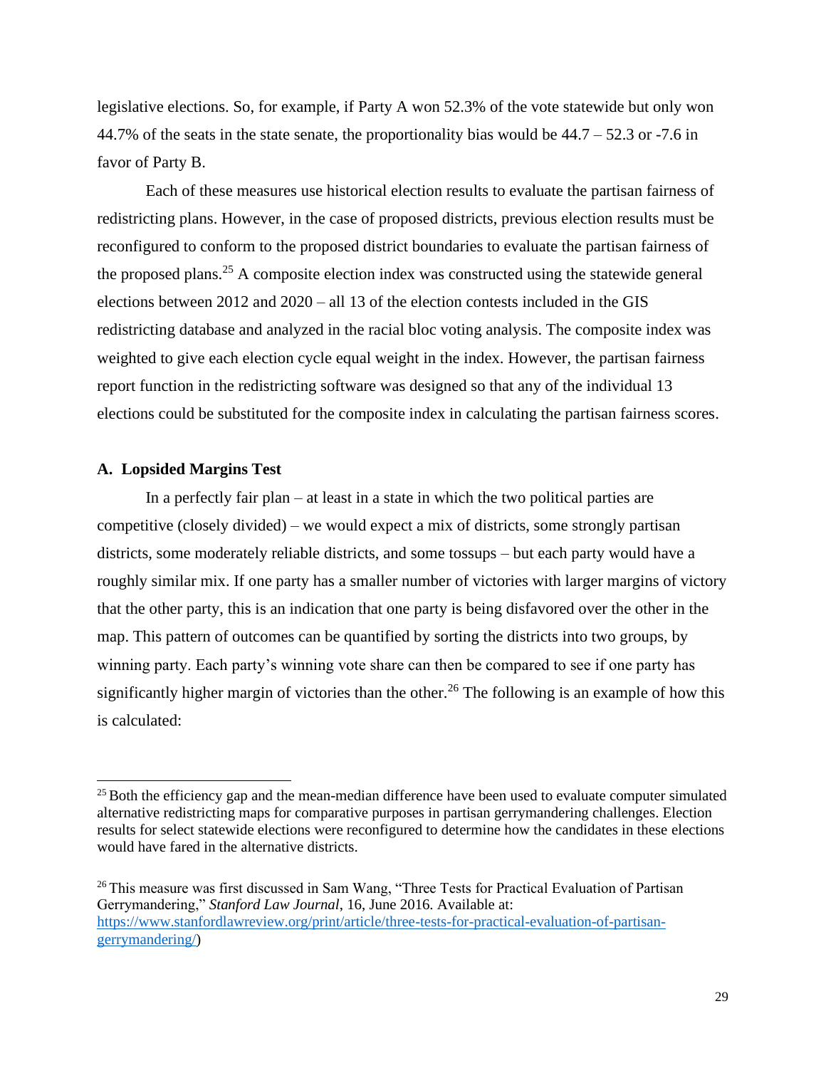legislative elections. So, for example, if Party A won 52.3% of the vote statewide but only won 44.7% of the seats in the state senate, the proportionality bias would be 44.7 – 52.3 or -7.6 in favor of Party B.

Each of these measures use historical election results to evaluate the partisan fairness of redistricting plans. However, in the case of proposed districts, previous election results must be reconfigured to conform to the proposed district boundaries to evaluate the partisan fairness of the proposed plans.[25] A composite election index was constructed using the statewide general elections between 2012 and 2020 – all 13 of the election contests included in the GIS redistricting database and analyzed in the racial bloc voting analysis. The composite index was weighted to give each election cycle equal weight in the index. However, the partisan fairness report function in the redistricting software was designed so that any of the individual 13 elections could be substituted for the composite index in calculating the partisan fairness scores.

### A. Lopsided Margins Test

In a perfectly fair plan – at least in a state in which the two political parties are competitive (closely divided) – we would expect a mix of districts, some strongly partisan districts, some moderately reliable districts, and some tossups – but each party would have a roughly similar mix. If one party has a smaller number of victories with larger margins of victory that the other party, this is an indication that one party is being disfavored over the other in the map. This pattern of outcomes can be quantified by sorting the districts into two groups, by winning party. Each party's winning vote share can then be compared to see if one party has significantly higher margin of victories than the other.[26] The following is an example of how this is calculated:

---

[25] Both the efficiency gap and the mean-median difference have been used to evaluate computer simulated alternative redistricting maps for comparative purposes in partisan gerrymandering challenges. Election results for select statewide elections were reconfigured to determine how the candidates in these elections would have fared in the alternative districts.

[26] This measure was first discussed in Sam Wang, "Three Tests for Practical Evaluation of Partisan Gerrymandering," *Stanford Law Journal*, 16, June 2016. Available at: https://www.stanfordlawreview.org/print/article/three-tests-for-practical-evaluation-of-partisan-gerrymandering/)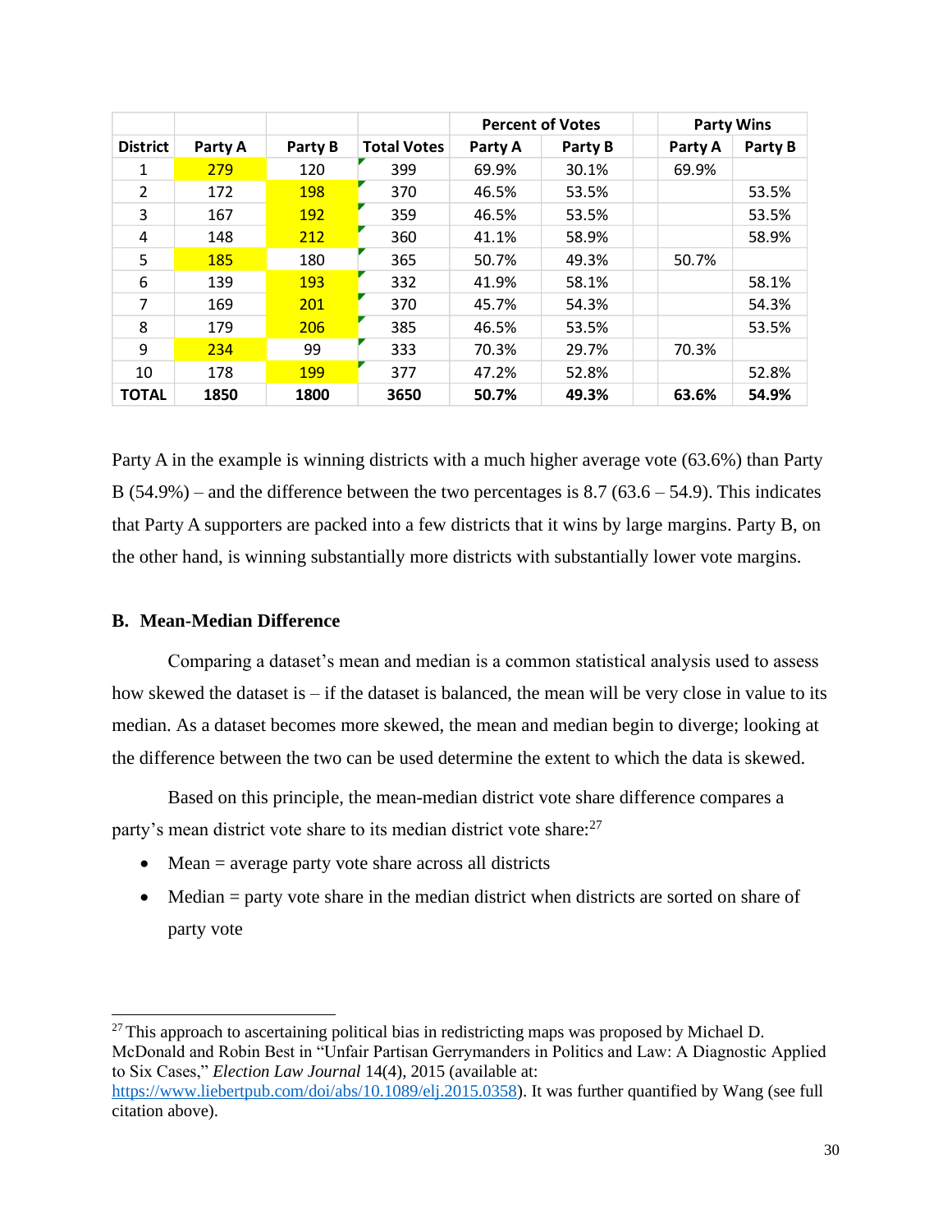| | | | | Percent of Votes | | | Party Wins | |
|---|---|---|---|---|---|---|---|---|
| District | Party A | Party B | Total Votes | Party A | Party B | | Party A | Party B |
| 1 | 279 | 120 | 399 | 69.9% | 30.1% | | 69.9% | |
| 2 | 172 | 198 | 370 | 46.5% | 53.5% | | | 53.5% |
| 3 | 167 | 192 | 359 | 46.5% | 53.5% | | | 53.5% |
| 4 | 148 | 212 | 360 | 41.1% | 58.9% | | | 58.9% |
| 5 | 185 | 180 | 365 | 50.7% | 49.3% | | 50.7% | |
| 6 | 139 | 193 | 332 | 41.9% | 58.1% | | | 58.1% |
| 7 | 169 | 201 | 370 | 45.7% | 54.3% | | | 54.3% |
| 8 | 179 | 206 | 385 | 46.5% | 53.5% | | | 53.5% |
| 9 | 234 | 99 | 333 | 70.3% | 29.7% | | 70.3% | |
| 10 | 178 | 199 | 377 | 47.2% | 52.8% | | | 52.8% |
| **TOTAL** | **1850** | **1800** | **3650** | **50.7%** | **49.3%** | | **63.6%** | **54.9%** |

Party A in the example is winning districts with a much higher average vote (63.6%) than Party B (54.9%) – and the difference between the two percentages is 8.7 (63.6 – 54.9). This indicates that Party A supporters are packed into a few districts that it wins by large margins. Party B, on the other hand, is winning substantially more districts with substantially lower vote margins.

### B. Mean-Median Difference

Comparing a dataset's mean and median is a common statistical analysis used to assess how skewed the dataset is – if the dataset is balanced, the mean will be very close in value to its median. As a dataset becomes more skewed, the mean and median begin to diverge; looking at the difference between the two can be used determine the extent to which the data is skewed.

Based on this principle, the mean-median district vote share difference compares a party's mean district vote share to its median district vote share:[27]

- Mean = average party vote share across all districts
- Median = party vote share in the median district when districts are sorted on share of party vote

[27] This approach to ascertaining political bias in redistricting maps was proposed by Michael D. McDonald and Robin Best in "Unfair Partisan Gerrymanders in Politics and Law: A Diagnostic Applied to Six Cases," *Election Law Journal* 14(4), 2015 (available at: https://www.liebertpub.com/doi/abs/10.1089/elj.2015.0358). It was further quantified by Wang (see full citation above).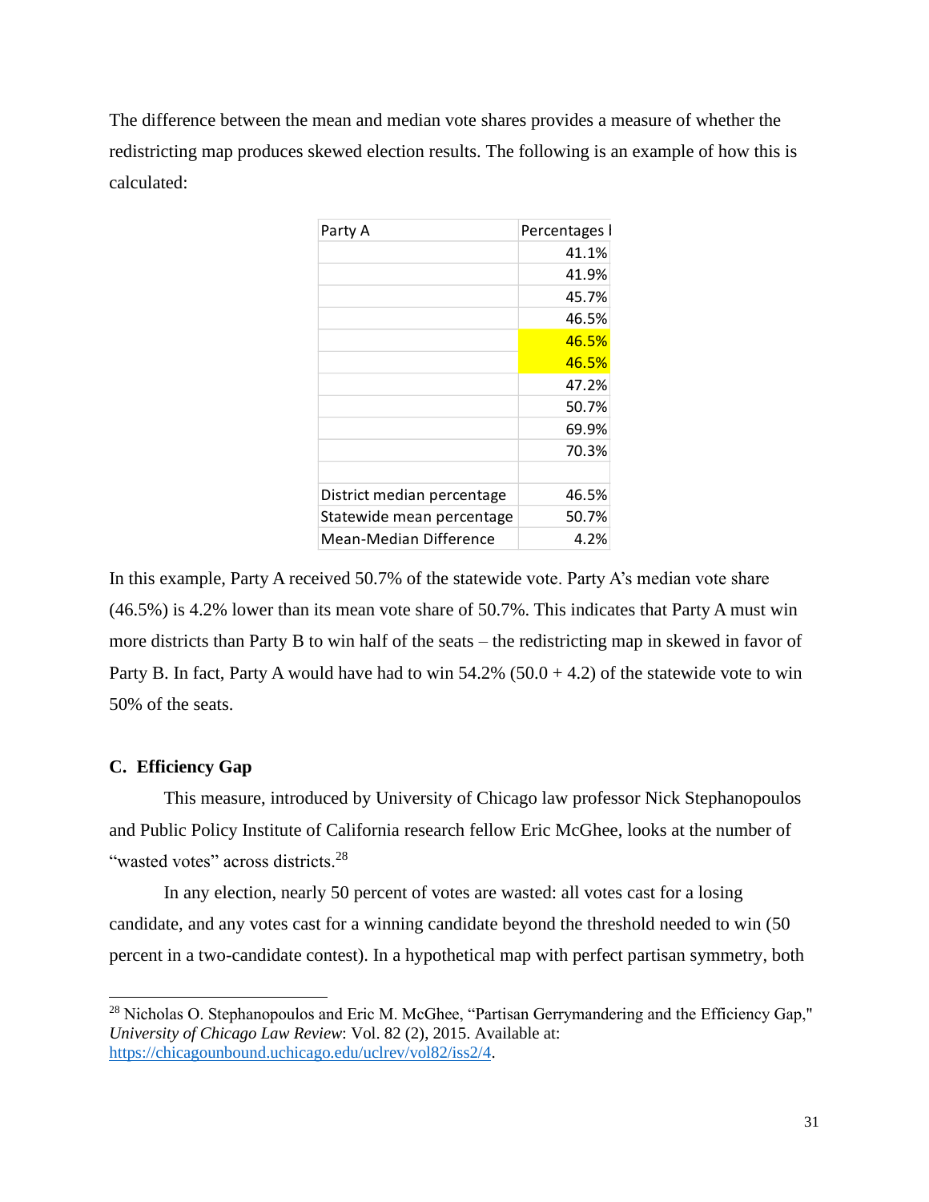The difference between the mean and median vote shares provides a measure of whether the redistricting map produces skewed election results. The following is an example of how this is calculated:

| Party A | Percentages I |
|---|---|
| | 41.1% |
| | 41.9% |
| | 45.7% |
| | 46.5% |
| | 46.5% |
| | 46.5% |
| | 47.2% |
| | 50.7% |
| | 69.9% |
| | 70.3% |
| | |
| District median percentage | 46.5% |
| Statewide mean percentage | 50.7% |
| Mean-Median Difference | 4.2% |

In this example, Party A received 50.7% of the statewide vote. Party A's median vote share (46.5%) is 4.2% lower than its mean vote share of 50.7%. This indicates that Party A must win more districts than Party B to win half of the seats – the redistricting map in skewed in favor of Party B. In fact, Party A would have had to win 54.2% (50.0 + 4.2) of the statewide vote to win 50% of the seats.

## C. Efficiency Gap

This measure, introduced by University of Chicago law professor Nick Stephanopoulos and Public Policy Institute of California research fellow Eric McGhee, looks at the number of "wasted votes" across districts.[28]

In any election, nearly 50 percent of votes are wasted: all votes cast for a losing candidate, and any votes cast for a winning candidate beyond the threshold needed to win (50 percent in a two-candidate contest). In a hypothetical map with perfect partisan symmetry, both

---

[28] Nicholas O. Stephanopoulos and Eric M. McGhee, "Partisan Gerrymandering and the Efficiency Gap," *University of Chicago Law Review*: Vol. 82 (2), 2015. Available at: https://chicagounbound.uchicago.edu/uclrev/vol82/iss2/4.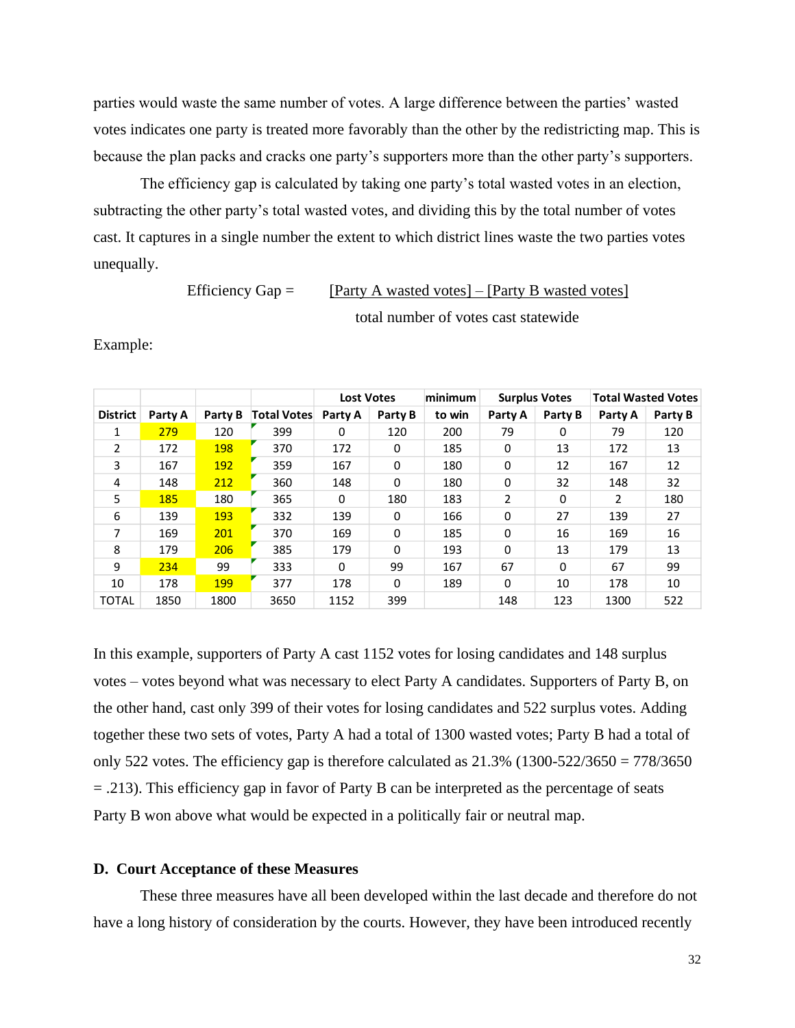parties would waste the same number of votes. A large difference between the parties' wasted votes indicates one party is treated more favorably than the other by the redistricting map. This is because the plan packs and cracks one party's supporters more than the other party's supporters.

The efficiency gap is calculated by taking one party's total wasted votes in an election, subtracting the other party's total wasted votes, and dividing this by the total number of votes cast. It captures in a single number the extent to which district lines waste the two parties votes unequally.

$$\text{Efficiency Gap} = \frac{\text{[Party A wasted votes]} - \text{[Party B wasted votes]}}{\text{total number of votes cast statewide}}$$

Example:

| | | | | Lost Votes | | minimum | Surplus Votes | | Total Wasted Votes | |
|---|---|---|---|---|---|---|---|---|---|---|
| District | Party A | Party B | Total Votes | Party A | Party B | to win | Party A | Party B | Party A | Party B |
| 1 | 279 | 120 | 399 | 0 | 120 | 200 | 79 | 0 | 79 | 120 |
| 2 | 172 | 198 | 370 | 172 | 0 | 185 | 0 | 13 | 172 | 13 |
| 3 | 167 | 192 | 359 | 167 | 0 | 180 | 0 | 12 | 167 | 12 |
| 4 | 148 | 212 | 360 | 148 | 0 | 180 | 0 | 32 | 148 | 32 |
| 5 | 185 | 180 | 365 | 0 | 180 | 183 | 2 | 0 | 2 | 180 |
| 6 | 139 | 193 | 332 | 139 | 0 | 166 | 0 | 27 | 139 | 27 |
| 7 | 169 | 201 | 370 | 169 | 0 | 185 | 0 | 16 | 169 | 16 |
| 8 | 179 | 206 | 385 | 179 | 0 | 193 | 0 | 13 | 179 | 13 |
| 9 | 234 | 99 | 333 | 0 | 99 | 167 | 67 | 0 | 67 | 99 |
| 10 | 178 | 199 | 377 | 178 | 0 | 189 | 0 | 10 | 178 | 10 |
| TOTAL | 1850 | 1800 | 3650 | 1152 | 399 | | 148 | 123 | 1300 | 522 |

In this example, supporters of Party A cast 1152 votes for losing candidates and 148 surplus votes – votes beyond what was necessary to elect Party A candidates. Supporters of Party B, on the other hand, cast only 399 of their votes for losing candidates and 522 surplus votes. Adding together these two sets of votes, Party A had a total of 1300 wasted votes; Party B had a total of only 522 votes. The efficiency gap is therefore calculated as 21.3% (1300-522/3650 = 778/3650 = .213). This efficiency gap in favor of Party B can be interpreted as the percentage of seats Party B won above what would be expected in a politically fair or neutral map.

### D. Court Acceptance of these Measures

These three measures have all been developed within the last decade and therefore do not have a long history of consideration by the courts. However, they have been introduced recently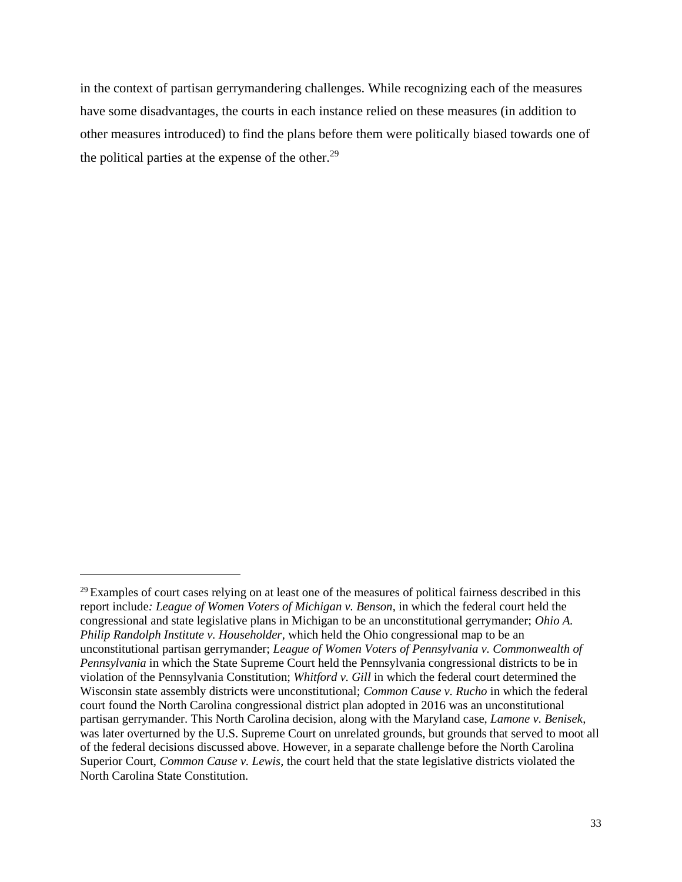in the context of partisan gerrymandering challenges. While recognizing each of the measures have some disadvantages, the courts in each instance relied on these measures (in addition to other measures introduced) to find the plans before them were politically biased towards one of the political parties at the expense of the other.[29]

---

[29] Examples of court cases relying on at least one of the measures of political fairness described in this report include*:* *League of Women Voters of Michigan v. Benson*, in which the federal court held the congressional and state legislative plans in Michigan to be an unconstitutional gerrymander; *Ohio A. Philip Randolph Institute v. Householder*, which held the Ohio congressional map to be an unconstitutional partisan gerrymander; *League of Women Voters of Pennsylvania v. Commonwealth of Pennsylvania* in which the State Supreme Court held the Pennsylvania congressional districts to be in violation of the Pennsylvania Constitution; *Whitford v. Gill* in which the federal court determined the Wisconsin state assembly districts were unconstitutional; *Common Cause v. Rucho* in which the federal court found the North Carolina congressional district plan adopted in 2016 was an unconstitutional partisan gerrymander. This North Carolina decision, along with the Maryland case, *Lamone v. Benisek*, was later overturned by the U.S. Supreme Court on unrelated grounds, but grounds that served to moot all of the federal decisions discussed above. However, in a separate challenge before the North Carolina Superior Court, *Common Cause v. Lewis*, the court held that the state legislative districts violated the North Carolina State Constitution.